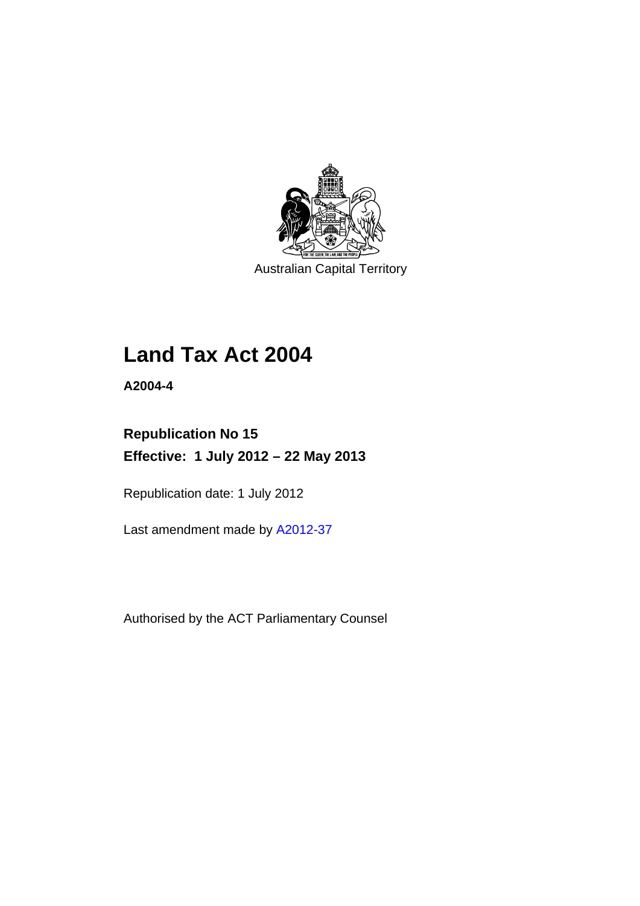Australian Capital Territory

# Land Tax Act 2004

**A2004-4**

**Republication No 15**

**Effective: 1 July 2012 – 22 May 2013**

Republication date: 1 July 2012

Last amendment made by A2012-37

Authorised by the ACT Parliamentary Counsel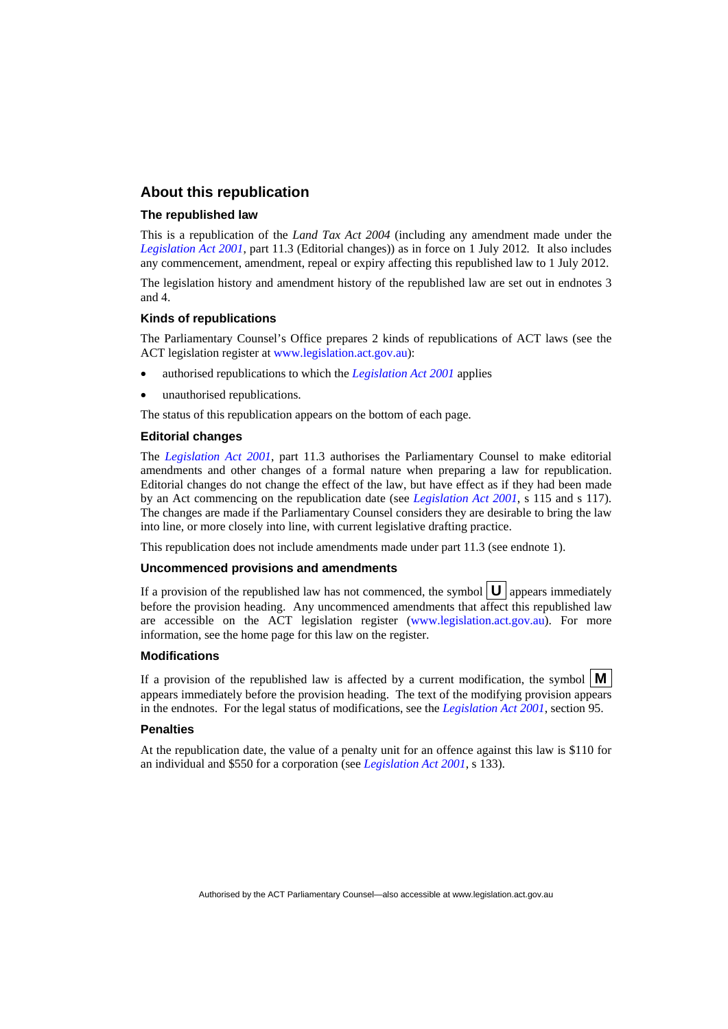## About this republication

### The republished law

This is a republication of the *Land Tax Act 2004* (including any amendment made under the *Legislation Act 2001*, part 11.3 (Editorial changes)) as in force on 1 July 2012*.* It also includes any commencement, amendment, repeal or expiry affecting this republished law to 1 July 2012.

The legislation history and amendment history of the republished law are set out in endnotes 3 and 4.

### Kinds of republications

The Parliamentary Counsel's Office prepares 2 kinds of republications of ACT laws (see the ACT legislation register at www.legislation.act.gov.au):

- authorised republications to which the *Legislation Act 2001* applies
- unauthorised republications.

The status of this republication appears on the bottom of each page.

### Editorial changes

The *Legislation Act 2001*, part 11.3 authorises the Parliamentary Counsel to make editorial amendments and other changes of a formal nature when preparing a law for republication. Editorial changes do not change the effect of the law, but have effect as if they had been made by an Act commencing on the republication date (see *Legislation Act 2001*, s 115 and s 117). The changes are made if the Parliamentary Counsel considers they are desirable to bring the law into line, or more closely into line, with current legislative drafting practice.

This republication does not include amendments made under part 11.3 (see endnote 1).

### Uncommenced provisions and amendments

If a provision of the republished law has not commenced, the symbol **U** appears immediately before the provision heading. Any uncommenced amendments that affect this republished law are accessible on the ACT legislation register (www.legislation.act.gov.au). For more information, see the home page for this law on the register.

### Modifications

If a provision of the republished law is affected by a current modification, the symbol **M** appears immediately before the provision heading. The text of the modifying provision appears in the endnotes. For the legal status of modifications, see the *Legislation Act 2001*, section 95.

### Penalties

At the republication date, the value of a penalty unit for an offence against this law is $110 for an individual and $550 for a corporation (see *Legislation Act 2001*, s 133).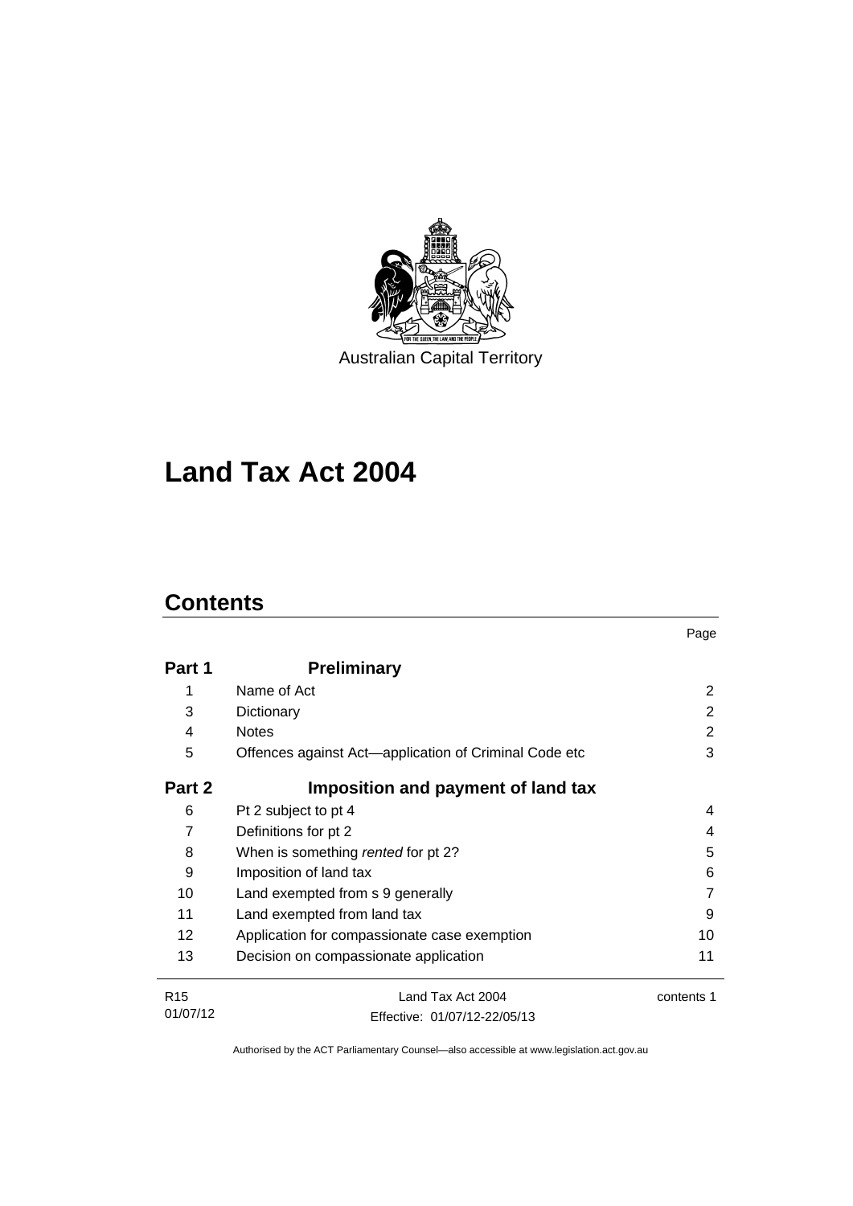Australian Capital Territory

# Land Tax Act 2004

## Contents

| | | Page |
|---|---|---|
| **Part 1** | **Preliminary** | |
| 1 | Name of Act | 2 |
| 3 | Dictionary | 2 |
| 4 | Notes | 2 |
| 5 | Offences against Act—application of Criminal Code etc | 3 |
| **Part 2** | **Imposition and payment of land tax** | |
| 6 | Pt 2 subject to pt 4 | 4 |
| 7 | Definitions for pt 2 | 4 |
| 8 | When is something *rented* for pt 2? | 5 |
| 9 | Imposition of land tax | 6 |
| 10 | Land exempted from s 9 generally | 7 |
| 11 | Land exempted from land tax | 9 |
| 12 | Application for compassionate case exemption | 10 |
| 13 | Decision on compassionate application | 11 |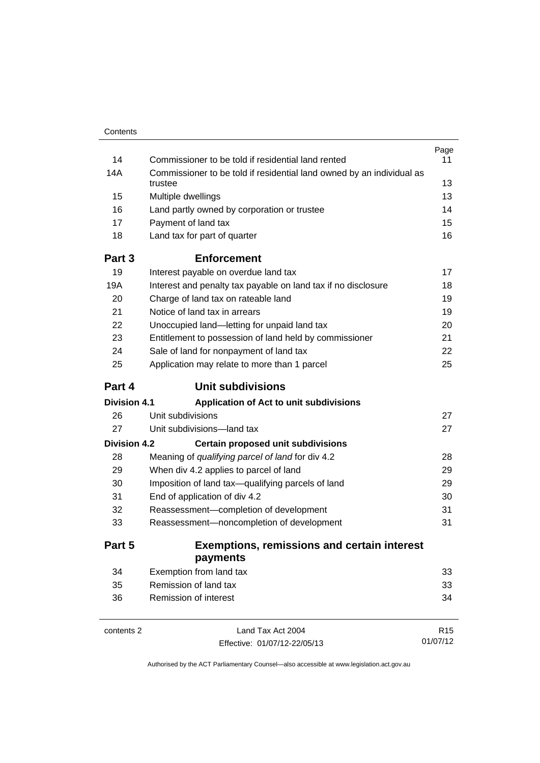| | | Page |
|---|---|---|
| 14 | Commissioner to be told if residential land rented | 11 |
| 14A | Commissioner to be told if residential land owned by an individual as trustee | 13 |
| 15 | Multiple dwellings | 13 |
| 16 | Land partly owned by corporation or trustee | 14 |
| 17 | Payment of land tax | 15 |
| 18 | Land tax for part of quarter | 16 |
| **Part 3** | **Enforcement** | |
| 19 | Interest payable on overdue land tax | 17 |
| 19A | Interest and penalty tax payable on land tax if no disclosure | 18 |
| 20 | Charge of land tax on rateable land | 19 |
| 21 | Notice of land tax in arrears | 19 |
| 22 | Unoccupied land—letting for unpaid land tax | 20 |
| 23 | Entitlement to possession of land held by commissioner | 21 |
| 24 | Sale of land for nonpayment of land tax | 22 |
| 25 | Application may relate to more than 1 parcel | 25 |
| **Part 4** | **Unit subdivisions** | |
| **Division 4.1** | **Application of Act to unit subdivisions** | |
| 26 | Unit subdivisions | 27 |
| 27 | Unit subdivisions—land tax | 27 |
| **Division 4.2** | **Certain proposed unit subdivisions** | |
| 28 | Meaning of *qualifying parcel of land* for div 4.2 | 28 |
| 29 | When div 4.2 applies to parcel of land | 29 |
| 30 | Imposition of land tax—qualifying parcels of land | 29 |
| 31 | End of application of div 4.2 | 30 |
| 32 | Reassessment—completion of development | 31 |
| 33 | Reassessment—noncompletion of development | 31 |
| **Part 5** | **Exemptions, remissions and certain interest payments** | |
| 34 | Exemption from land tax | 33 |
| 35 | Remission of land tax | 33 |
| 36 | Remission of interest | 34 |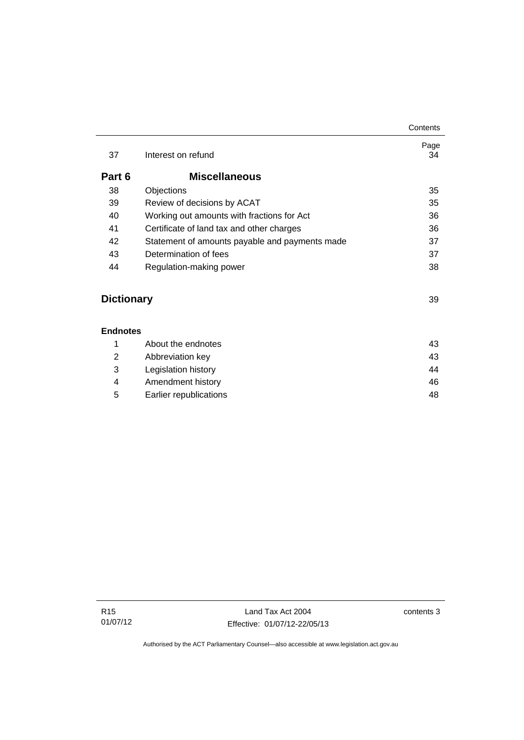| | | Page |
|---|---|---|
| 37 | Interest on refund | 34 |
| **Part 6** | **Miscellaneous** | |
| 38 | Objections | 35 |
| 39 | Review of decisions by ACAT | 35 |
| 40 | Working out amounts with fractions for Act | 36 |
| 41 | Certificate of land tax and other charges | 36 |
| 42 | Statement of amounts payable and payments made | 37 |
| 43 | Determination of fees | 37 |
| 44 | Regulation-making power | 38 |

**Dictionary** 39

**Endnotes**

| | | |
|---|---|---|
| 1 | About the endnotes | 43 |
| 2 | Abbreviation key | 43 |
| 3 | Legislation history | 44 |
| 4 | Amendment history | 46 |
| 5 | Earlier republications | 48 |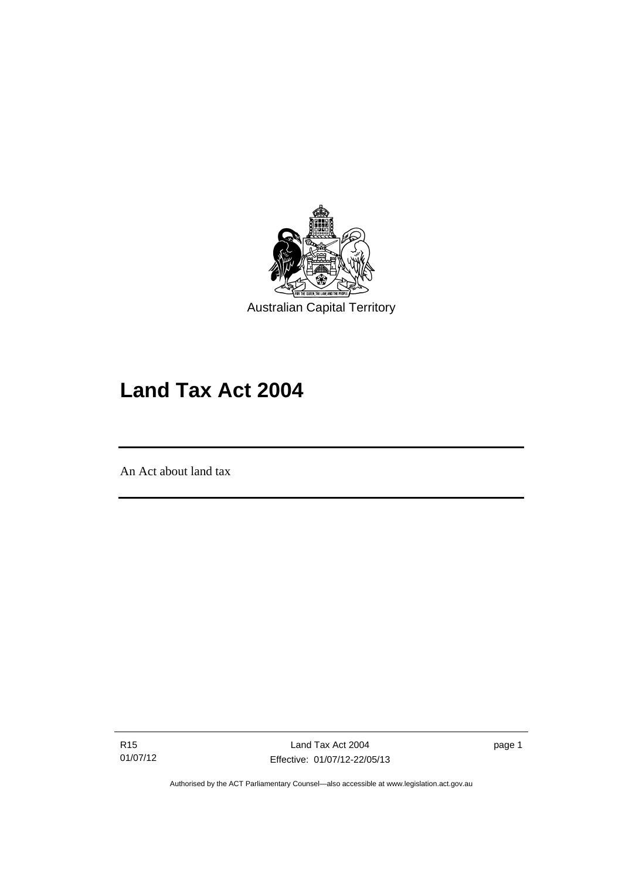Australian Capital Territory

# Land Tax Act 2004

An Act about land tax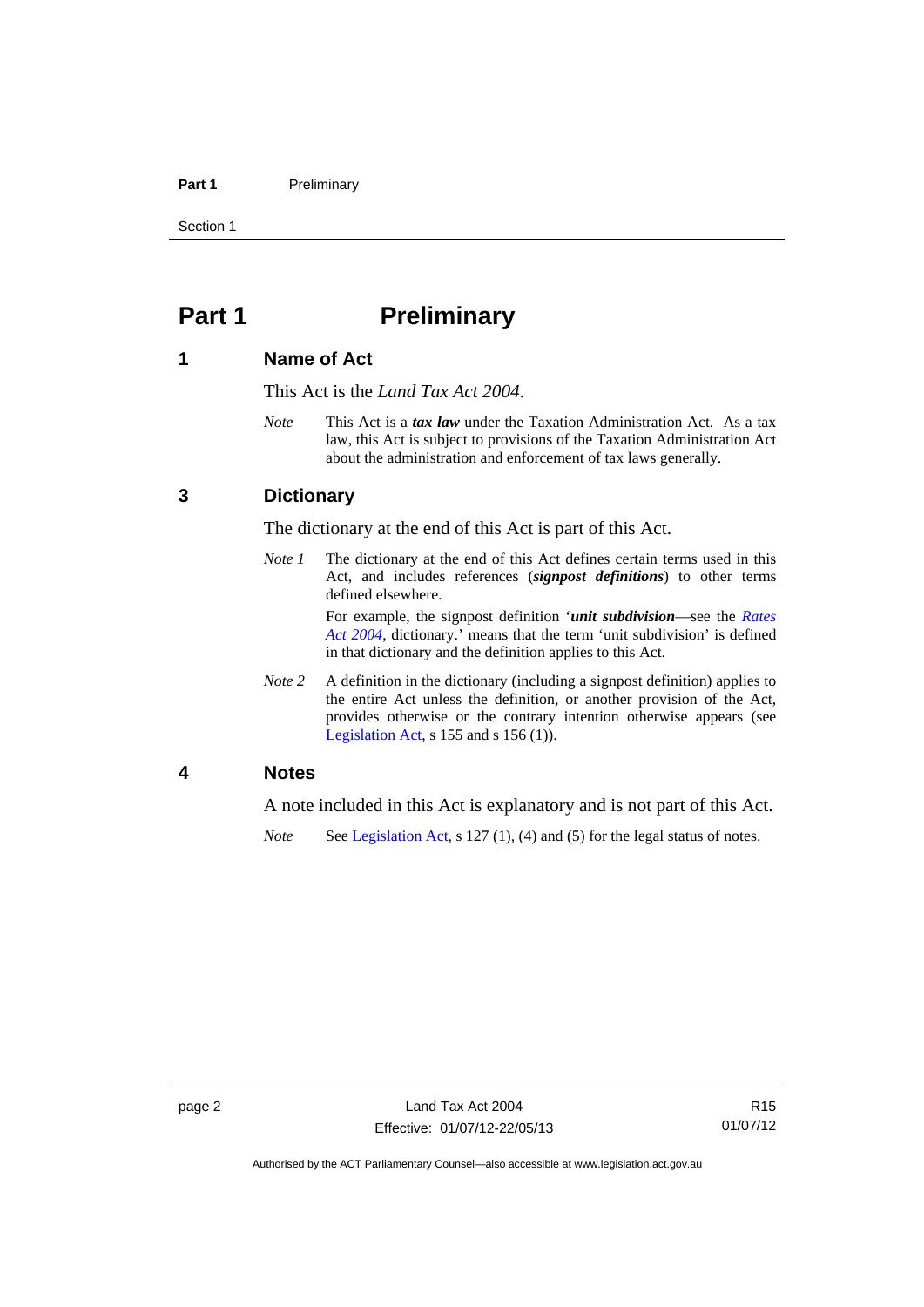# Part 1 Preliminary

## 1 Name of Act

This Act is the *Land Tax Act 2004*.

*Note* This Act is a ***tax law*** under the Taxation Administration Act. As a tax law, this Act is subject to provisions of the Taxation Administration Act about the administration and enforcement of tax laws generally.

## 3 Dictionary

The dictionary at the end of this Act is part of this Act.

*Note 1* The dictionary at the end of this Act defines certain terms used in this Act, and includes references (***signpost definitions***) to other terms defined elsewhere.

For example, the signpost definition '***unit subdivision***—see the *Rates Act 2004*, dictionary.' means that the term 'unit subdivision' is defined in that dictionary and the definition applies to this Act.

*Note 2* A definition in the dictionary (including a signpost definition) applies to the entire Act unless the definition, or another provision of the Act, provides otherwise or the contrary intention otherwise appears (see Legislation Act, s 155 and s 156 (1)).

## 4 Notes

A note included in this Act is explanatory and is not part of this Act.

*Note* See Legislation Act, s 127 (1), (4) and (5) for the legal status of notes.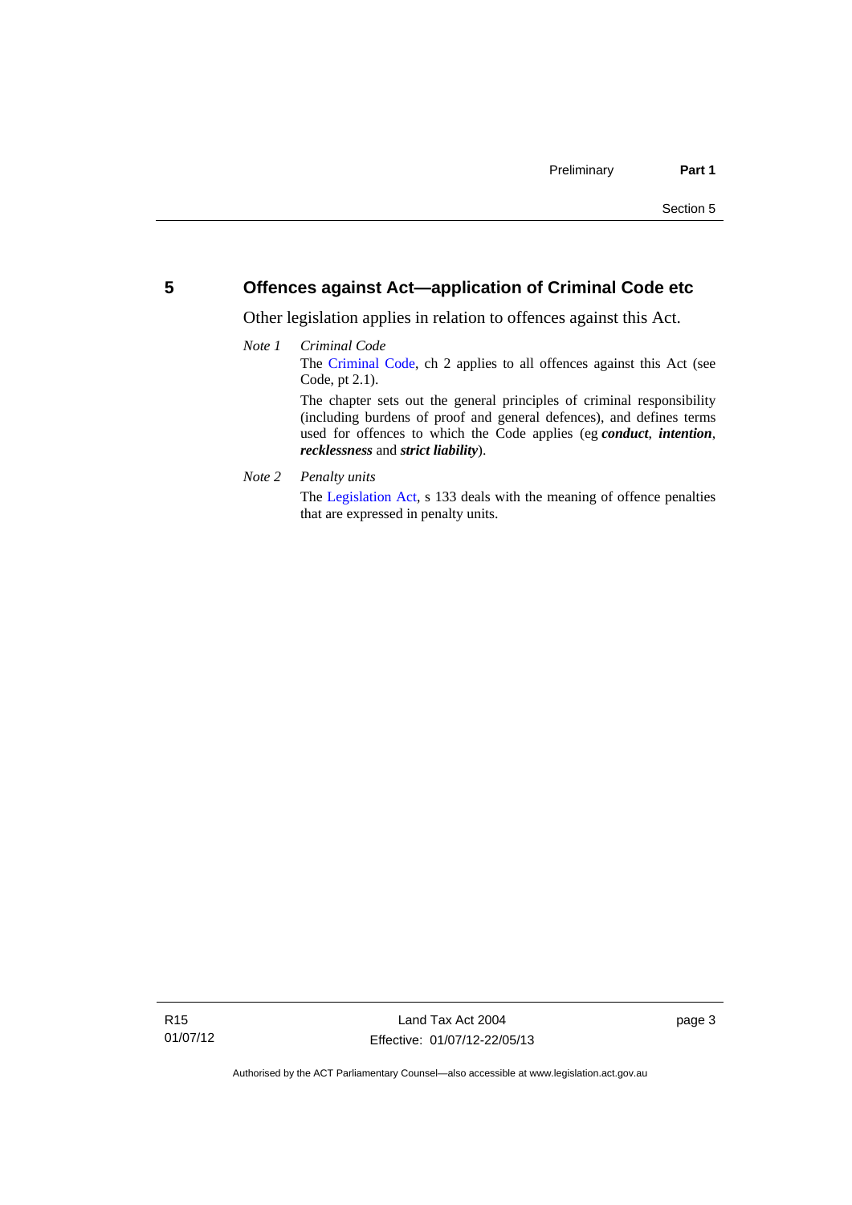## 5 Offences against Act—application of Criminal Code etc

Other legislation applies in relation to offences against this Act.

*Note 1* *Criminal Code*

The Criminal Code, ch 2 applies to all offences against this Act (see Code, pt 2.1).

The chapter sets out the general principles of criminal responsibility (including burdens of proof and general defences), and defines terms used for offences to which the Code applies (eg ***conduct***, ***intention***, ***recklessness*** and ***strict liability***).

*Note 2* *Penalty units*

The Legislation Act, s 133 deals with the meaning of offence penalties that are expressed in penalty units.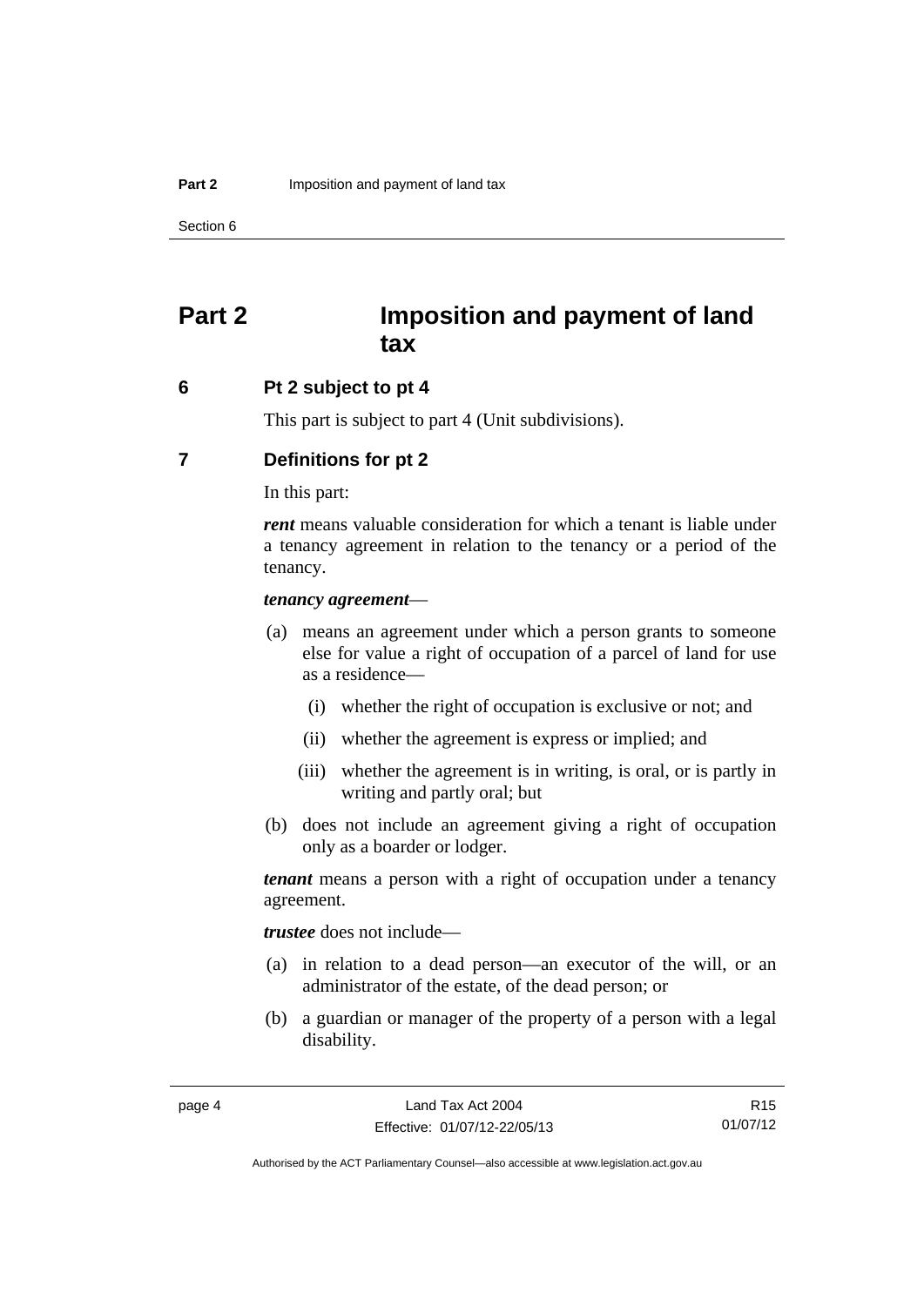# Part 2 Imposition and payment of land tax

## 6 Pt 2 subject to pt 4

This part is subject to part 4 (Unit subdivisions).

## 7 Definitions for pt 2

In this part:

***rent*** means valuable consideration for which a tenant is liable under a tenancy agreement in relation to the tenancy or a period of the tenancy.

***tenancy agreement***—

(a) means an agreement under which a person grants to someone else for value a right of occupation of a parcel of land for use as a residence—

(i) whether the right of occupation is exclusive or not; and

(ii) whether the agreement is express or implied; and

(iii) whether the agreement is in writing, is oral, or is partly in writing and partly oral; but

(b) does not include an agreement giving a right of occupation only as a boarder or lodger.

***tenant*** means a person with a right of occupation under a tenancy agreement.

***trustee*** does not include—

(a) in relation to a dead person—an executor of the will, or an administrator of the estate, of the dead person; or

(b) a guardian or manager of the property of a person with a legal disability.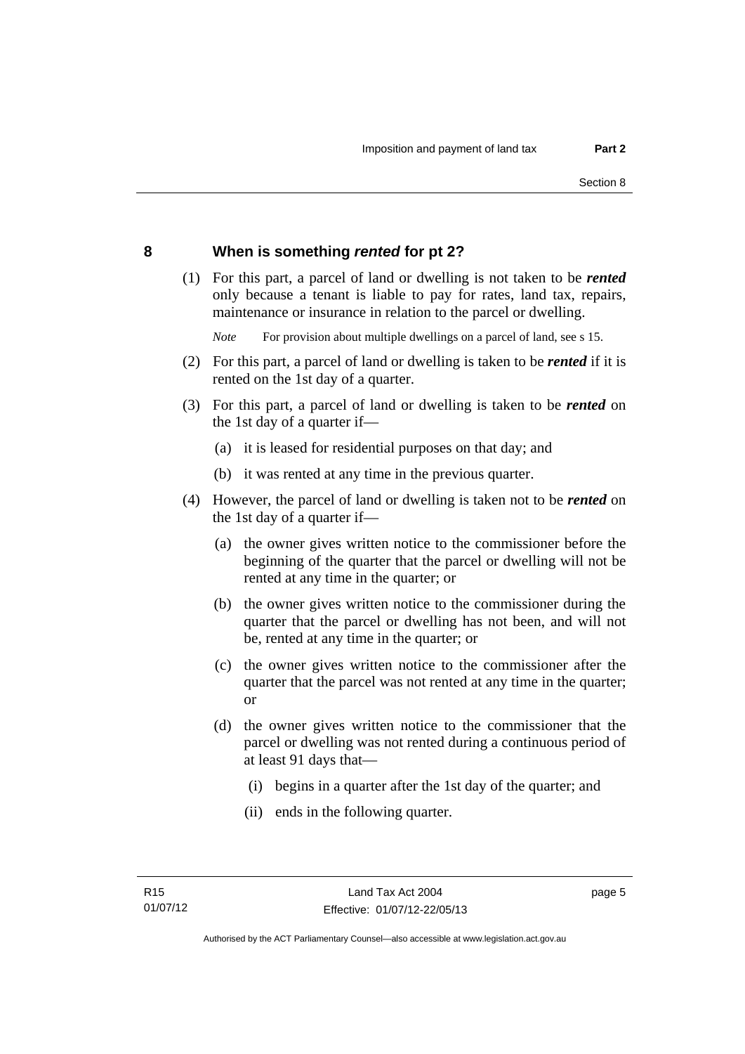## 8 When is something ***rented*** for pt 2?

(1) For this part, a parcel of land or dwelling is not taken to be ***rented*** only because a tenant is liable to pay for rates, land tax, repairs, maintenance or insurance in relation to the parcel or dwelling.

*Note* For provision about multiple dwellings on a parcel of land, see s 15.

(2) For this part, a parcel of land or dwelling is taken to be ***rented*** if it is rented on the 1st day of a quarter.

(3) For this part, a parcel of land or dwelling is taken to be ***rented*** on the 1st day of a quarter if—

(a) it is leased for residential purposes on that day; and

(b) it was rented at any time in the previous quarter.

(4) However, the parcel of land or dwelling is taken not to be ***rented*** on the 1st day of a quarter if—

(a) the owner gives written notice to the commissioner before the beginning of the quarter that the parcel or dwelling will not be rented at any time in the quarter; or

(b) the owner gives written notice to the commissioner during the quarter that the parcel or dwelling has not been, and will not be, rented at any time in the quarter; or

(c) the owner gives written notice to the commissioner after the quarter that the parcel was not rented at any time in the quarter; or

(d) the owner gives written notice to the commissioner that the parcel or dwelling was not rented during a continuous period of at least 91 days that—

(i) begins in a quarter after the 1st day of the quarter; and

(ii) ends in the following quarter.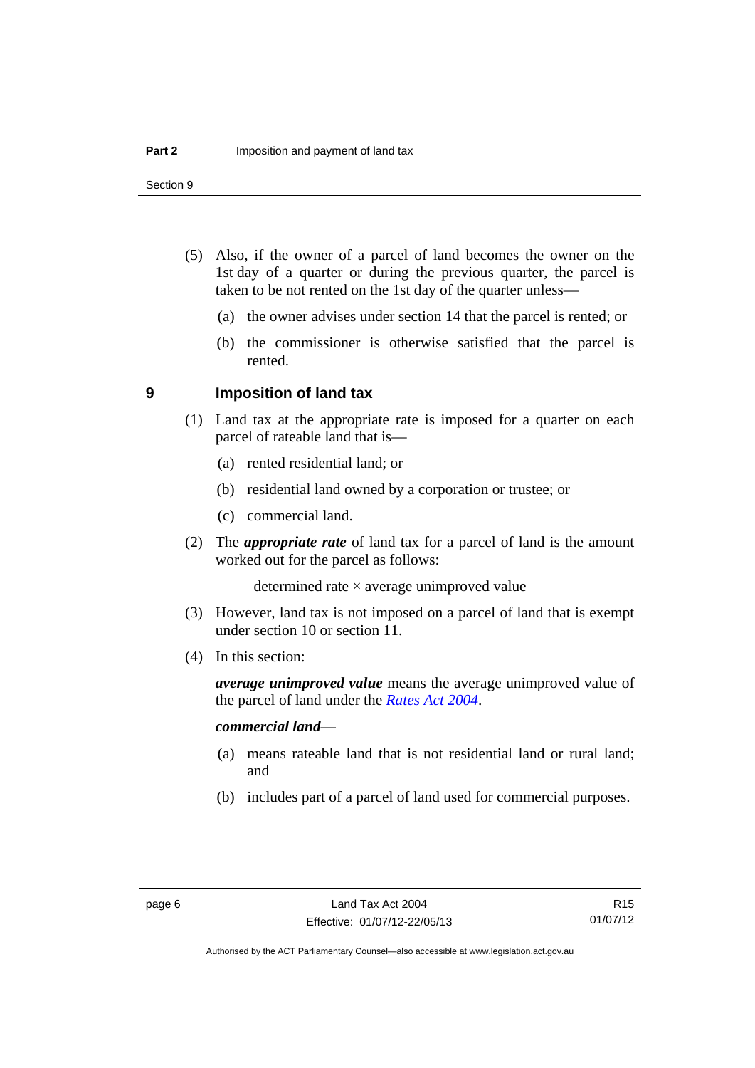(5) Also, if the owner of a parcel of land becomes the owner on the 1st day of a quarter or during the previous quarter, the parcel is taken to be not rented on the 1st day of the quarter unless—

(a) the owner advises under section 14 that the parcel is rented; or

(b) the commissioner is otherwise satisfied that the parcel is rented.

## 9 Imposition of land tax

(1) Land tax at the appropriate rate is imposed for a quarter on each parcel of rateable land that is—

(a) rented residential land; or

(b) residential land owned by a corporation or trustee; or

(c) commercial land.

(2) The ***appropriate rate*** of land tax for a parcel of land is the amount worked out for the parcel as follows:

$$\text{determined rate} \times \text{average unimproved value}$$

(3) However, land tax is not imposed on a parcel of land that is exempt under section 10 or section 11.

(4) In this section:

***average unimproved value*** means the average unimproved value of the parcel of land under the *Rates Act 2004*.

***commercial land***—

(a) means rateable land that is not residential land or rural land; and

(b) includes part of a parcel of land used for commercial purposes.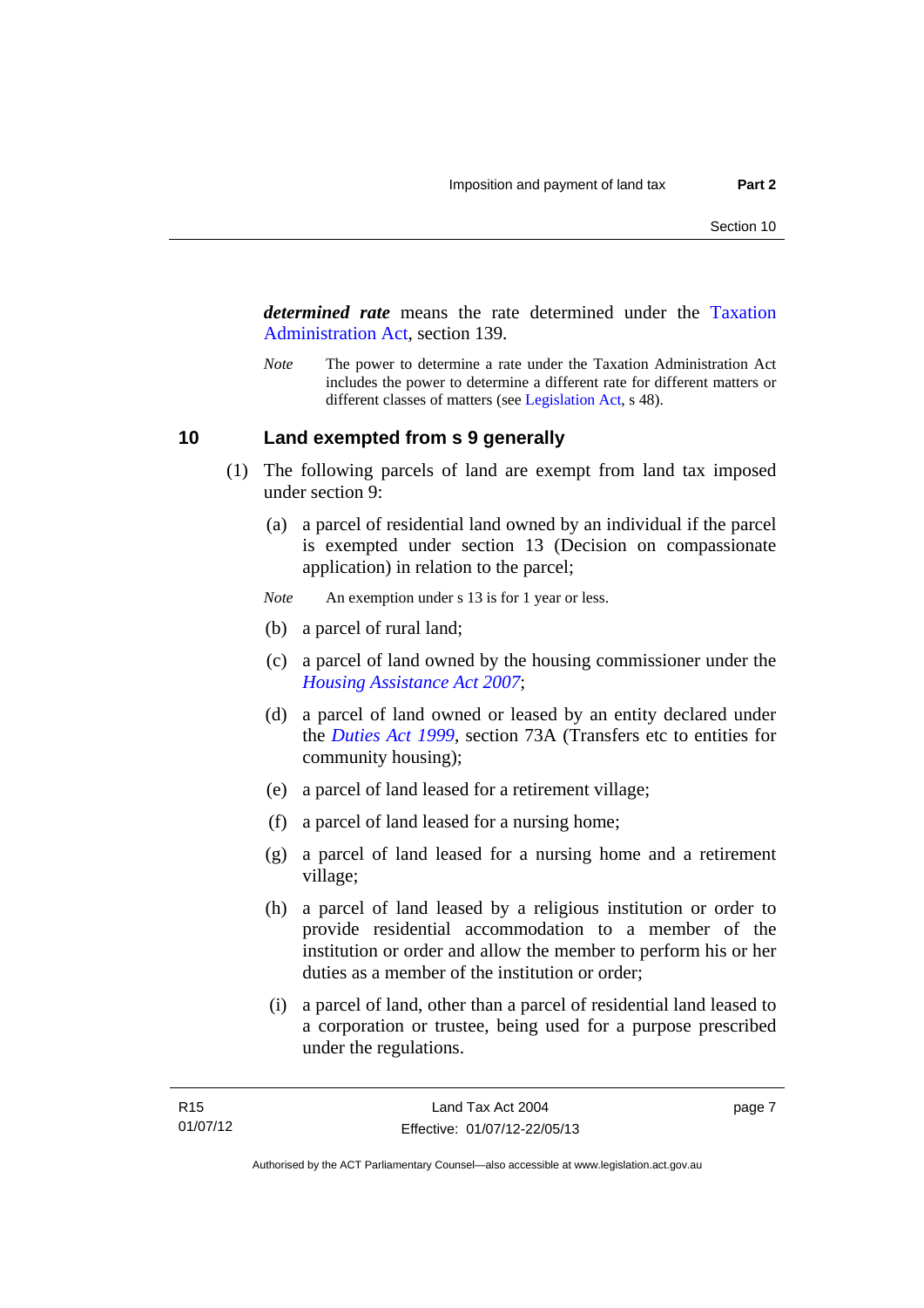***determined rate*** means the rate determined under the Taxation Administration Act, section 139.

*Note* The power to determine a rate under the Taxation Administration Act includes the power to determine a different rate for different matters or different classes of matters (see Legislation Act, s 48).

## 10 Land exempted from s 9 generally

(1) The following parcels of land are exempt from land tax imposed under section 9:

(a) a parcel of residential land owned by an individual if the parcel is exempted under section 13 (Decision on compassionate application) in relation to the parcel;

*Note* An exemption under s 13 is for 1 year or less.

(b) a parcel of rural land;

(c) a parcel of land owned by the housing commissioner under the *Housing Assistance Act 2007*;

(d) a parcel of land owned or leased by an entity declared under the *Duties Act 1999*, section 73A (Transfers etc to entities for community housing);

(e) a parcel of land leased for a retirement village;

(f) a parcel of land leased for a nursing home;

(g) a parcel of land leased for a nursing home and a retirement village;

(h) a parcel of land leased by a religious institution or order to provide residential accommodation to a member of the institution or order and allow the member to perform his or her duties as a member of the institution or order;

(i) a parcel of land, other than a parcel of residential land leased to a corporation or trustee, being used for a purpose prescribed under the regulations.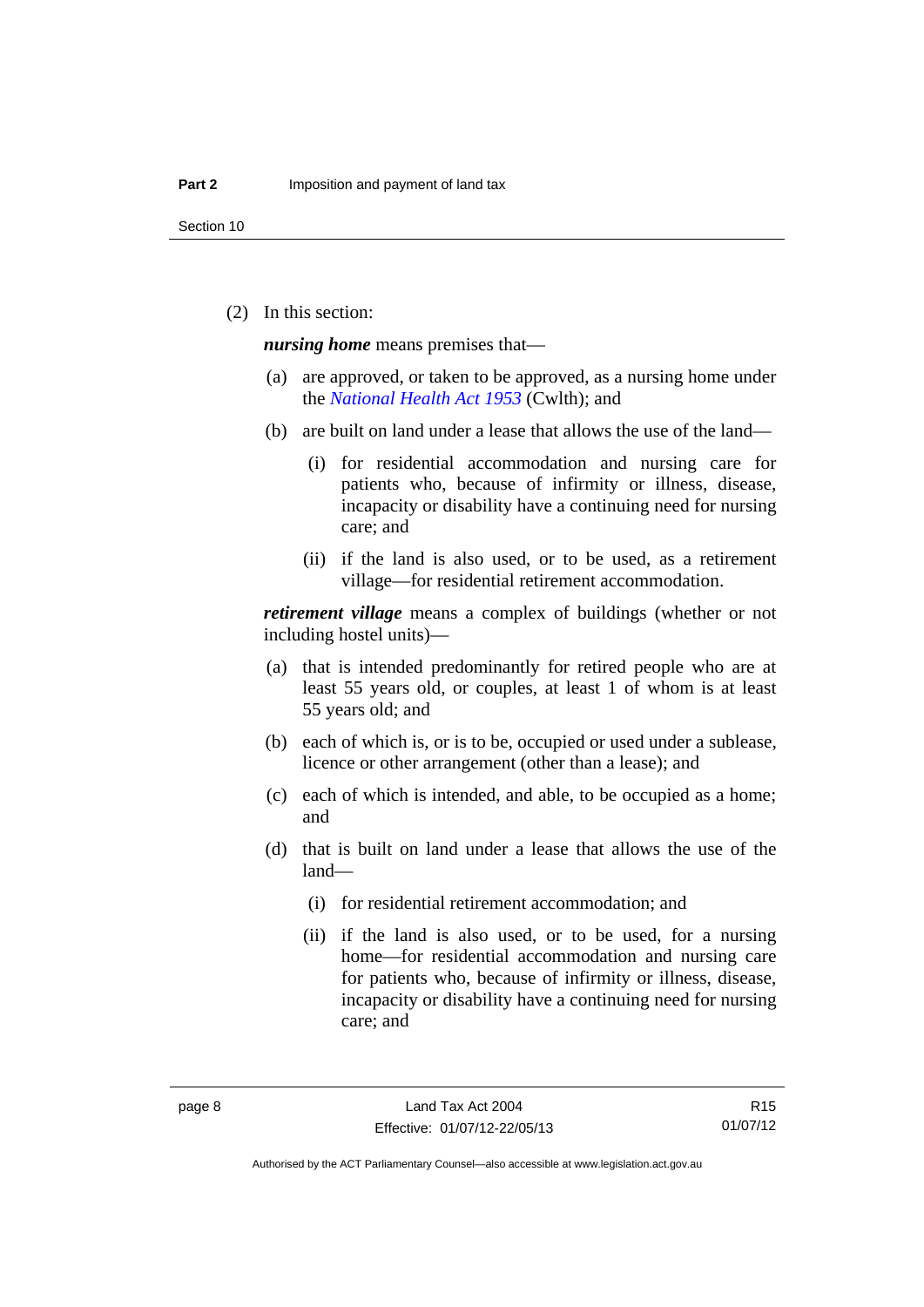(2) In this section:

***nursing home*** means premises that—

(a) are approved, or taken to be approved, as a nursing home under the *National Health Act 1953* (Cwlth); and

(b) are built on land under a lease that allows the use of the land—

   (i) for residential accommodation and nursing care for patients who, because of infirmity or illness, disease, incapacity or disability have a continuing need for nursing care; and

   (ii) if the land is also used, or to be used, as a retirement village—for residential retirement accommodation.

***retirement village*** means a complex of buildings (whether or not including hostel units)—

(a) that is intended predominantly for retired people who are at least 55 years old, or couples, at least 1 of whom is at least 55 years old; and

(b) each of which is, or is to be, occupied or used under a sublease, licence or other arrangement (other than a lease); and

(c) each of which is intended, and able, to be occupied as a home; and

(d) that is built on land under a lease that allows the use of the land—

   (i) for residential retirement accommodation; and

   (ii) if the land is also used, or to be used, for a nursing home—for residential accommodation and nursing care for patients who, because of infirmity or illness, disease, incapacity or disability have a continuing need for nursing care; and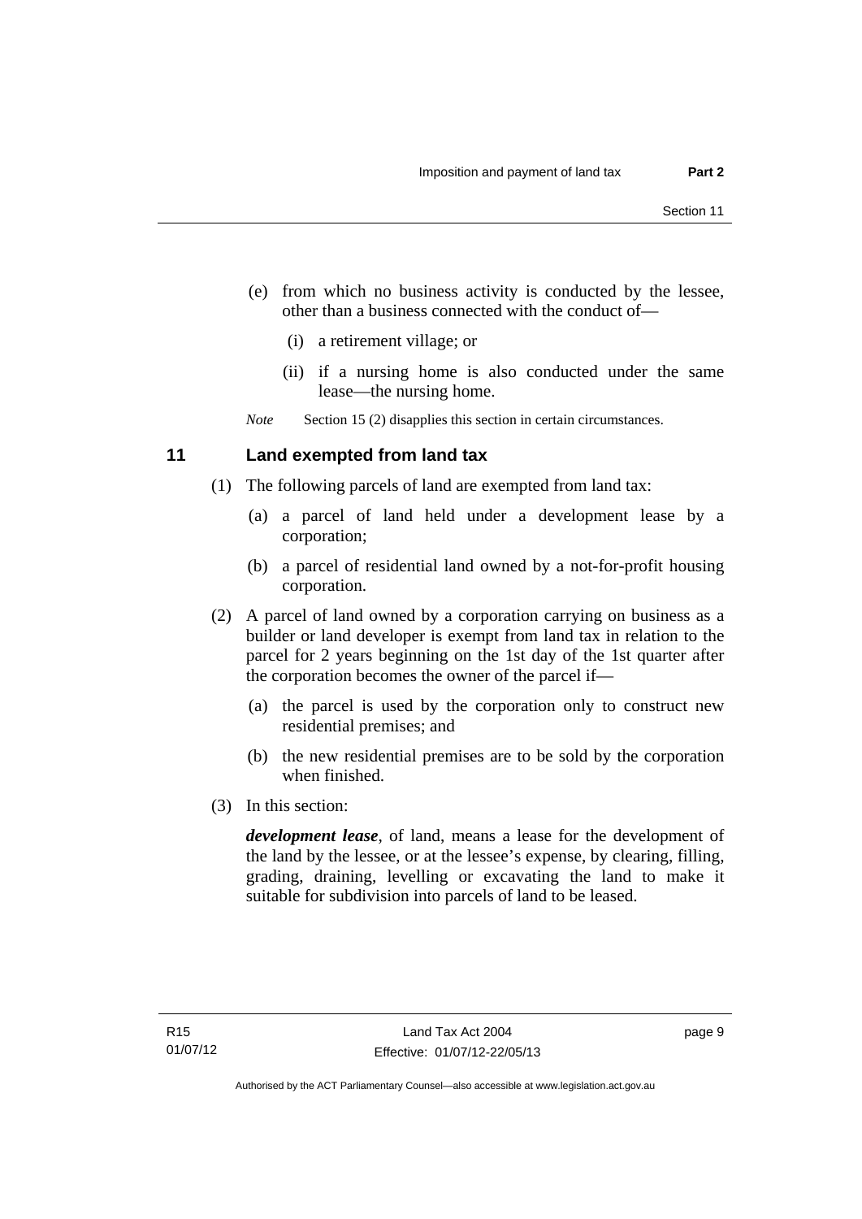(e) from which no business activity is conducted by the lessee, other than a business connected with the conduct of—

(i) a retirement village; or

(ii) if a nursing home is also conducted under the same lease—the nursing home.

*Note* Section 15 (2) disapplies this section in certain circumstances.

## 11 Land exempted from land tax

(1) The following parcels of land are exempted from land tax:

(a) a parcel of land held under a development lease by a corporation;

(b) a parcel of residential land owned by a not-for-profit housing corporation.

(2) A parcel of land owned by a corporation carrying on business as a builder or land developer is exempt from land tax in relation to the parcel for 2 years beginning on the 1st day of the 1st quarter after the corporation becomes the owner of the parcel if—

(a) the parcel is used by the corporation only to construct new residential premises; and

(b) the new residential premises are to be sold by the corporation when finished.

(3) In this section:

***development lease***, of land, means a lease for the development of the land by the lessee, or at the lessee's expense, by clearing, filling, grading, draining, levelling or excavating the land to make it suitable for subdivision into parcels of land to be leased.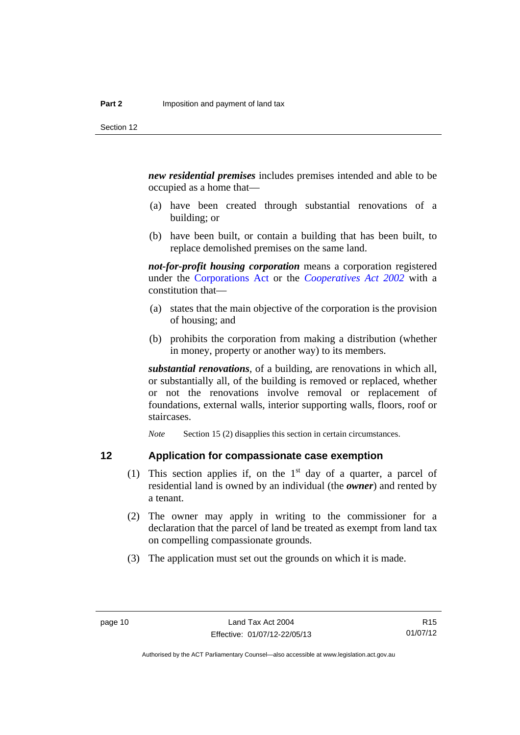***new residential premises*** includes premises intended and able to be occupied as a home that—

(a) have been created through substantial renovations of a building; or

(b) have been built, or contain a building that has been built, to replace demolished premises on the same land.

***not-for-profit housing corporation*** means a corporation registered under the Corporations Act or the *Cooperatives Act 2002* with a constitution that—

(a) states that the main objective of the corporation is the provision of housing; and

(b) prohibits the corporation from making a distribution (whether in money, property or another way) to its members.

***substantial renovations***, of a building, are renovations in which all, or substantially all, of the building is removed or replaced, whether or not the renovations involve removal or replacement of foundations, external walls, interior supporting walls, floors, roof or staircases.

*Note* Section 15 (2) disapplies this section in certain circumstances.

## 12 Application for compassionate case exemption

(1) This section applies if, on the 1st day of a quarter, a parcel of residential land is owned by an individual (the ***owner***) and rented by a tenant.

(2) The owner may apply in writing to the commissioner for a declaration that the parcel of land be treated as exempt from land tax on compelling compassionate grounds.

(3) The application must set out the grounds on which it is made.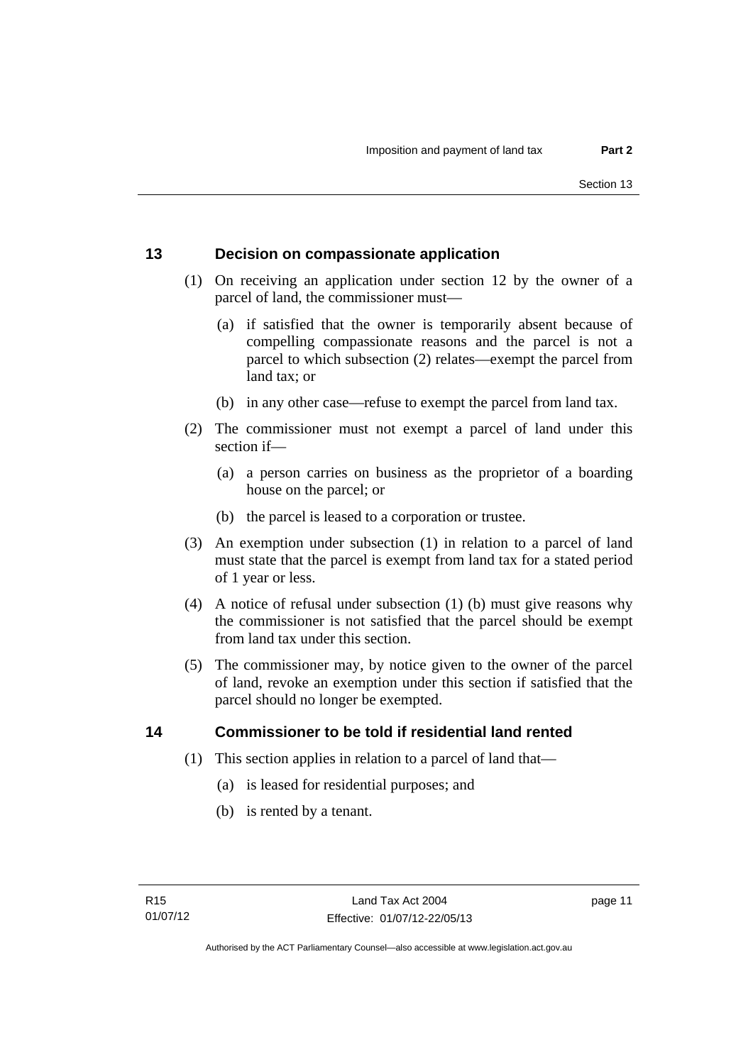## 13 Decision on compassionate application

(1) On receiving an application under section 12 by the owner of a parcel of land, the commissioner must—

  (a) if satisfied that the owner is temporarily absent because of compelling compassionate reasons and the parcel is not a parcel to which subsection (2) relates—exempt the parcel from land tax; or

  (b) in any other case—refuse to exempt the parcel from land tax.

(2) The commissioner must not exempt a parcel of land under this section if—

  (a) a person carries on business as the proprietor of a boarding house on the parcel; or

  (b) the parcel is leased to a corporation or trustee.

(3) An exemption under subsection (1) in relation to a parcel of land must state that the parcel is exempt from land tax for a stated period of 1 year or less.

(4) A notice of refusal under subsection (1) (b) must give reasons why the commissioner is not satisfied that the parcel should be exempt from land tax under this section.

(5) The commissioner may, by notice given to the owner of the parcel of land, revoke an exemption under this section if satisfied that the parcel should no longer be exempted.

## 14 Commissioner to be told if residential land rented

(1) This section applies in relation to a parcel of land that—

  (a) is leased for residential purposes; and

  (b) is rented by a tenant.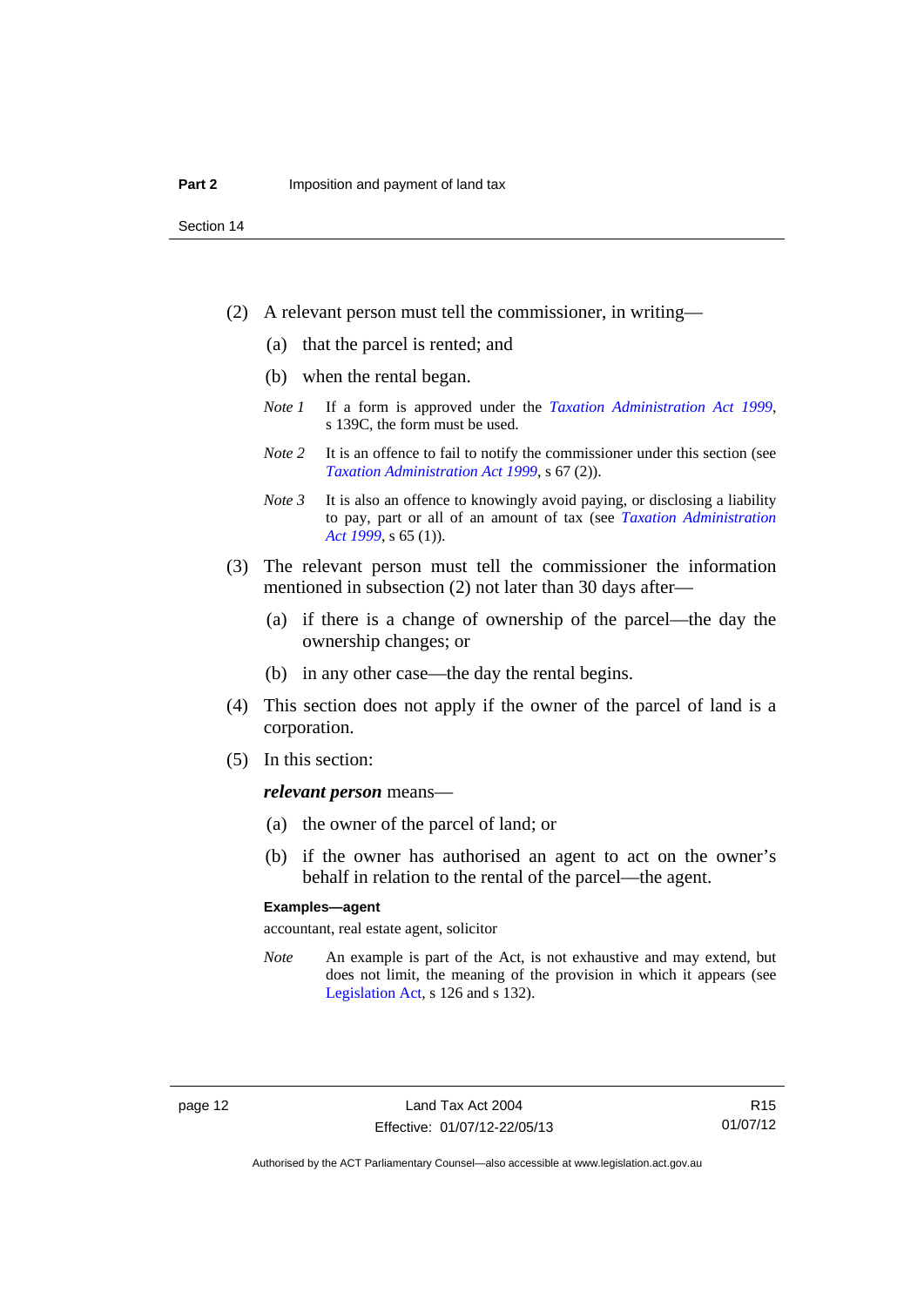(2) A relevant person must tell the commissioner, in writing—

(a) that the parcel is rented; and

(b) when the rental began.

*Note 1* If a form is approved under the *Taxation Administration Act 1999*, s 139C, the form must be used.

*Note 2* It is an offence to fail to notify the commissioner under this section (see *Taxation Administration Act 1999*, s 67 (2)).

*Note 3* It is also an offence to knowingly avoid paying, or disclosing a liability to pay, part or all of an amount of tax (see *Taxation Administration Act 1999*, s 65 (1)).

(3) The relevant person must tell the commissioner the information mentioned in subsection (2) not later than 30 days after—

(a) if there is a change of ownership of the parcel—the day the ownership changes; or

(b) in any other case—the day the rental begins.

(4) This section does not apply if the owner of the parcel of land is a corporation.

(5) In this section:

***relevant person*** means—

(a) the owner of the parcel of land; or

(b) if the owner has authorised an agent to act on the owner's behalf in relation to the rental of the parcel—the agent.

**Examples—agent**

accountant, real estate agent, solicitor

*Note* An example is part of the Act, is not exhaustive and may extend, but does not limit, the meaning of the provision in which it appears (see Legislation Act, s 126 and s 132).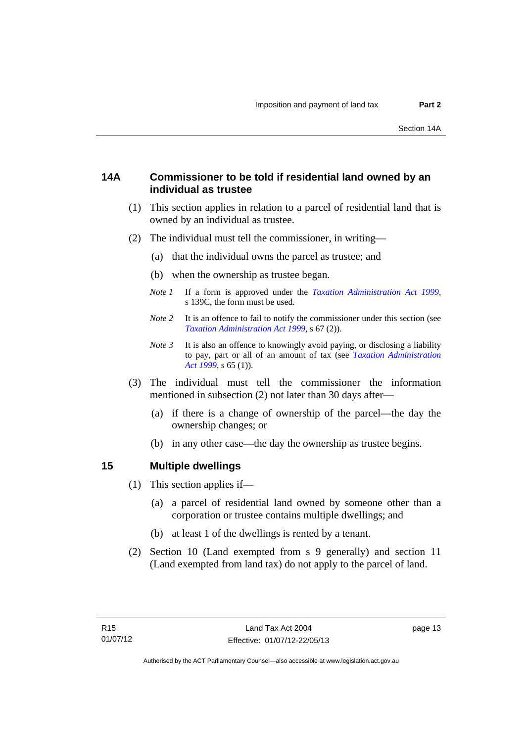## 14A Commissioner to be told if residential land owned by an individual as trustee

(1) This section applies in relation to a parcel of residential land that is owned by an individual as trustee.

(2) The individual must tell the commissioner, in writing—

(a) that the individual owns the parcel as trustee; and

(b) when the ownership as trustee began.

*Note 1* If a form is approved under the *Taxation Administration Act 1999*, s 139C, the form must be used.

*Note 2* It is an offence to fail to notify the commissioner under this section (see *Taxation Administration Act 1999*, s 67 (2)).

*Note 3* It is also an offence to knowingly avoid paying, or disclosing a liability to pay, part or all of an amount of tax (see *Taxation Administration Act 1999*, s 65 (1)).

(3) The individual must tell the commissioner the information mentioned in subsection (2) not later than 30 days after—

(a) if there is a change of ownership of the parcel—the day the ownership changes; or

(b) in any other case—the day the ownership as trustee begins.

## 15 Multiple dwellings

(1) This section applies if—

(a) a parcel of residential land owned by someone other than a corporation or trustee contains multiple dwellings; and

(b) at least 1 of the dwellings is rented by a tenant.

(2) Section 10 (Land exempted from s 9 generally) and section 11 (Land exempted from land tax) do not apply to the parcel of land.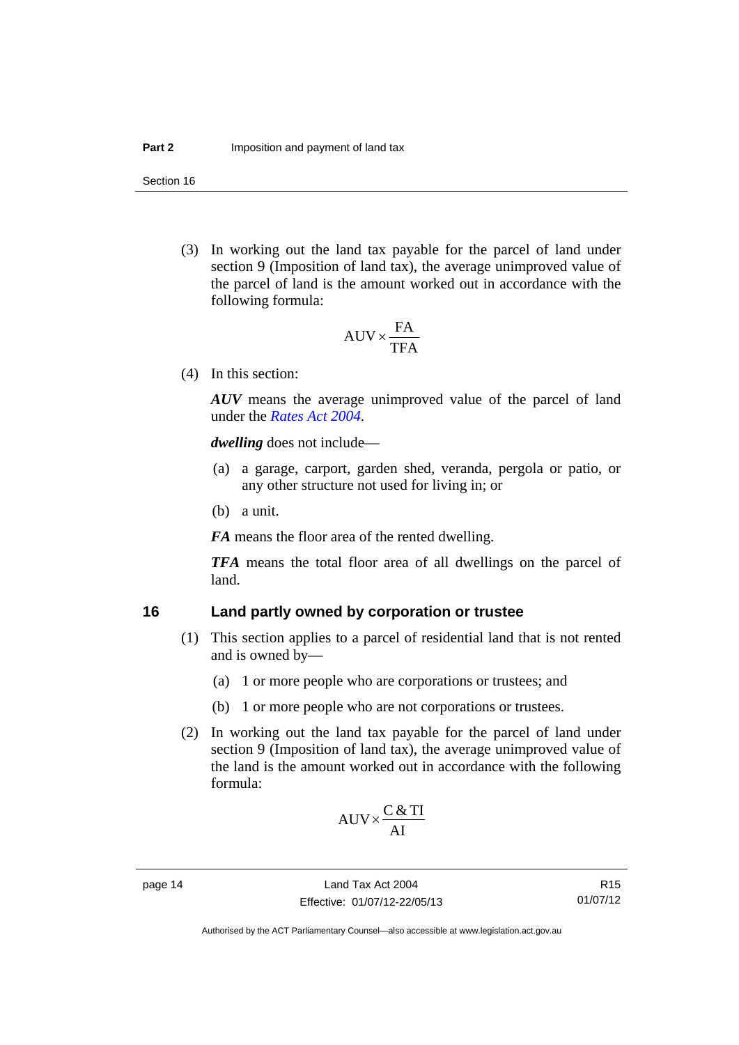(3) In working out the land tax payable for the parcel of land under section 9 (Imposition of land tax), the average unimproved value of the parcel of land is the amount worked out in accordance with the following formula:

$$\text{AUV} \times \frac{\text{FA}}{\text{TFA}}$$

(4) In this section:

***AUV*** means the average unimproved value of the parcel of land under the *Rates Act 2004*.

***dwelling*** does not include—

(a) a garage, carport, garden shed, veranda, pergola or patio, or any other structure not used for living in; or

(b) a unit.

***FA*** means the floor area of the rented dwelling.

***TFA*** means the total floor area of all dwellings on the parcel of land.

## 16 Land partly owned by corporation or trustee

(1) This section applies to a parcel of residential land that is not rented and is owned by—

(a) 1 or more people who are corporations or trustees; and

(b) 1 or more people who are not corporations or trustees.

(2) In working out the land tax payable for the parcel of land under section 9 (Imposition of land tax), the average unimproved value of the land is the amount worked out in accordance with the following formula:

$$\text{AUV} \times \frac{\text{C \& TI}}{\text{AI}}$$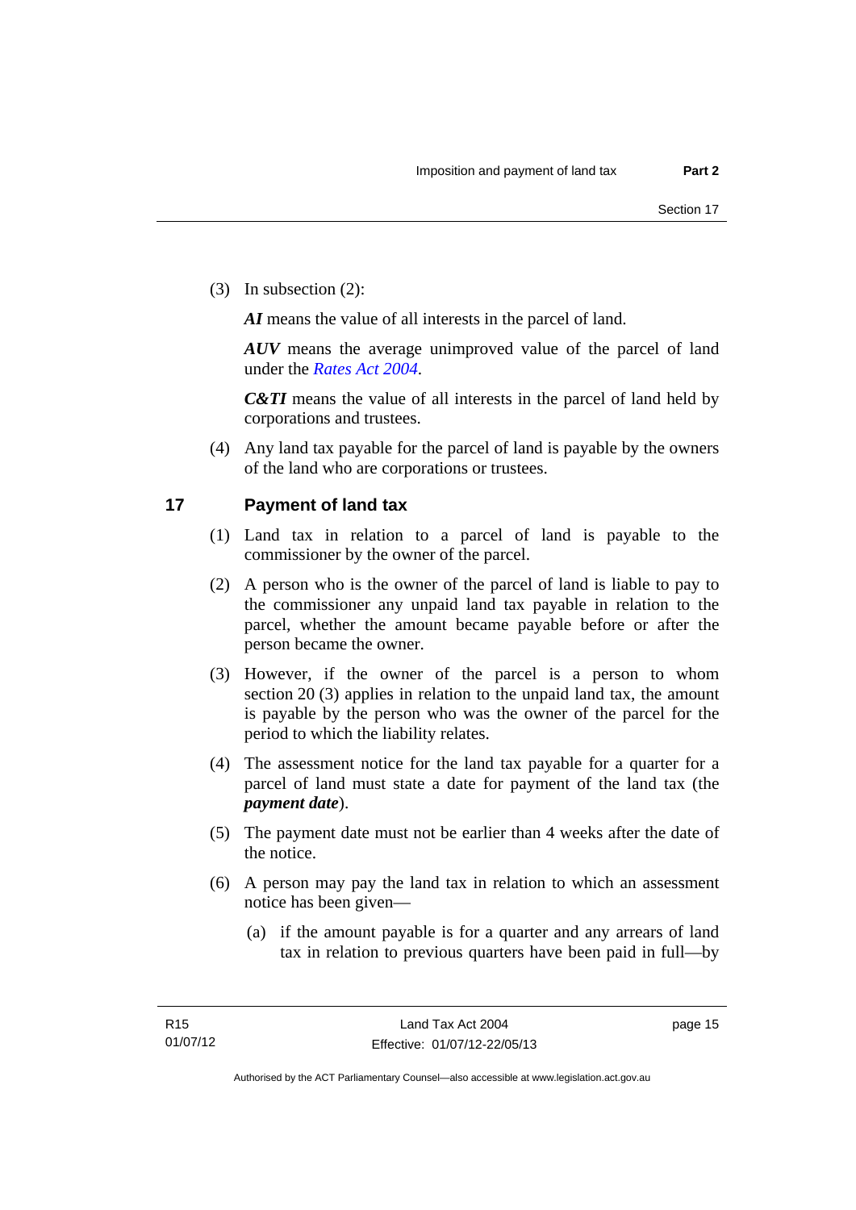(3) In subsection (2):

***AI*** means the value of all interests in the parcel of land.

***AUV*** means the average unimproved value of the parcel of land under the *Rates Act 2004*.

***C&TI*** means the value of all interests in the parcel of land held by corporations and trustees.

(4) Any land tax payable for the parcel of land is payable by the owners of the land who are corporations or trustees.

## 17 Payment of land tax

(1) Land tax in relation to a parcel of land is payable to the commissioner by the owner of the parcel.

(2) A person who is the owner of the parcel of land is liable to pay to the commissioner any unpaid land tax payable in relation to the parcel, whether the amount became payable before or after the person became the owner.

(3) However, if the owner of the parcel is a person to whom section 20 (3) applies in relation to the unpaid land tax, the amount is payable by the person who was the owner of the parcel for the period to which the liability relates.

(4) The assessment notice for the land tax payable for a quarter for a parcel of land must state a date for payment of the land tax (the ***payment date***).

(5) The payment date must not be earlier than 4 weeks after the date of the notice.

(6) A person may pay the land tax in relation to which an assessment notice has been given—

(a) if the amount payable is for a quarter and any arrears of land tax in relation to previous quarters have been paid in full—by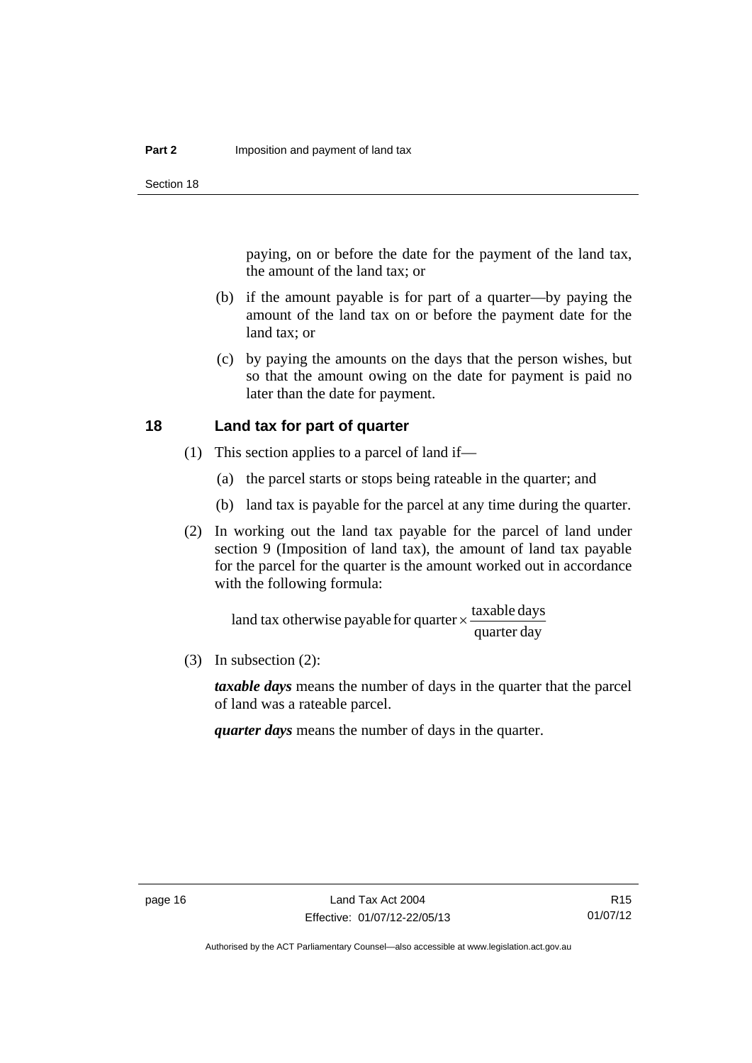paying, on or before the date for the payment of the land tax, the amount of the land tax; or

(b) if the amount payable is for part of a quarter—by paying the amount of the land tax on or before the payment date for the land tax; or

(c) by paying the amounts on the days that the person wishes, but so that the amount owing on the date for payment is paid no later than the date for payment.

## 18 Land tax for part of quarter

(1) This section applies to a parcel of land if—

(a) the parcel starts or stops being rateable in the quarter; and

(b) land tax is payable for the parcel at any time during the quarter.

(2) In working out the land tax payable for the parcel of land under section 9 (Imposition of land tax), the amount of land tax payable for the parcel for the quarter is the amount worked out in accordance with the following formula:

$$\text{land tax otherwise payable for quarter} \times \frac{\text{taxable days}}{\text{quarter day}}$$

(3) In subsection (2):

***taxable days*** means the number of days in the quarter that the parcel of land was a rateable parcel.

***quarter days*** means the number of days in the quarter.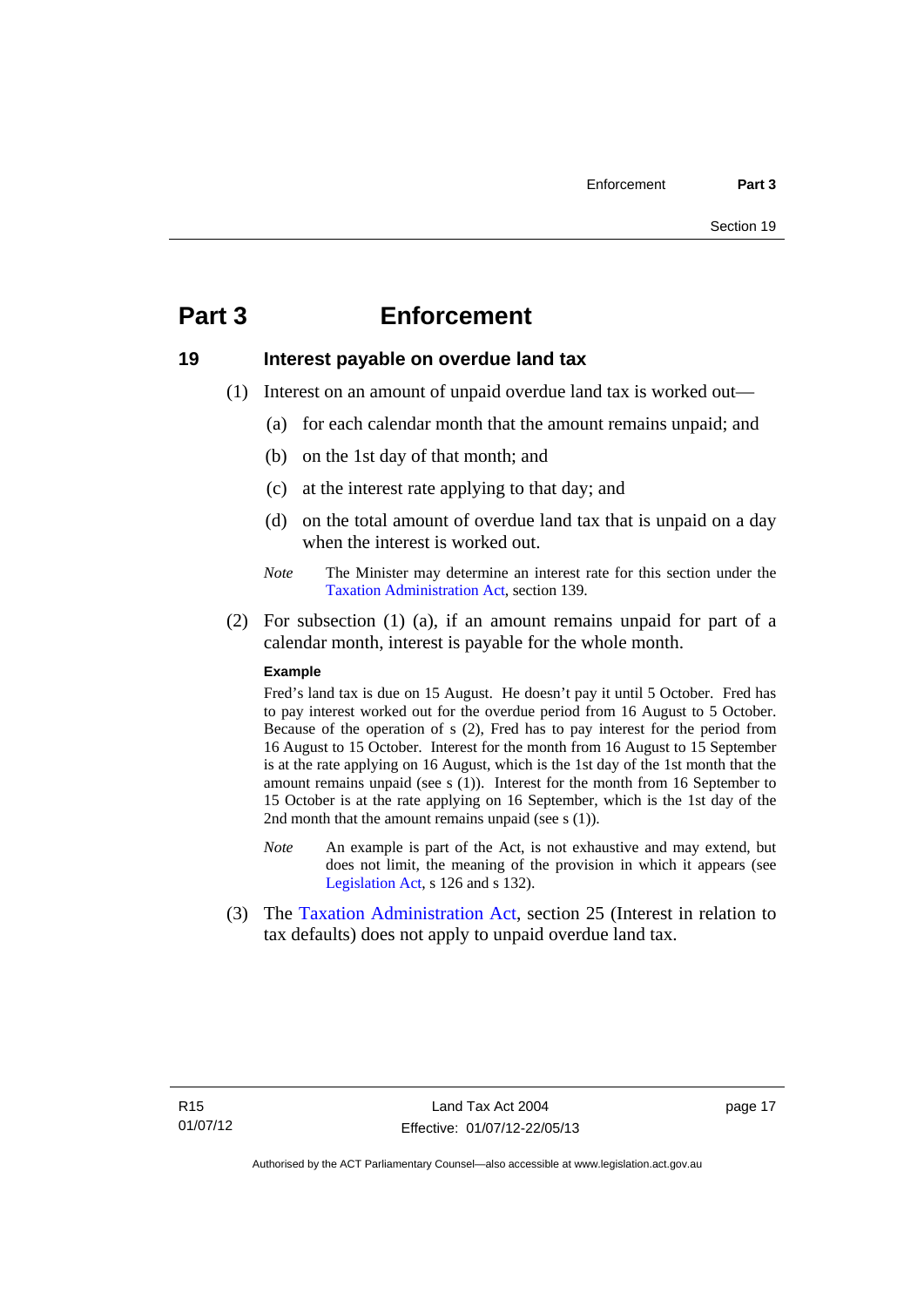# Part 3 Enforcement

## 19 Interest payable on overdue land tax

(1) Interest on an amount of unpaid overdue land tax is worked out—

(a) for each calendar month that the amount remains unpaid; and

(b) on the 1st day of that month; and

(c) at the interest rate applying to that day; and

(d) on the total amount of overdue land tax that is unpaid on a day when the interest is worked out.

*Note* The Minister may determine an interest rate for this section under the Taxation Administration Act, section 139.

(2) For subsection (1) (a), if an amount remains unpaid for part of a calendar month, interest is payable for the whole month.

**Example**

Fred's land tax is due on 15 August. He doesn't pay it until 5 October. Fred has to pay interest worked out for the overdue period from 16 August to 5 October. Because of the operation of s (2), Fred has to pay interest for the period from 16 August to 15 October. Interest for the month from 16 August to 15 September is at the rate applying on 16 August, which is the 1st day of the 1st month that the amount remains unpaid (see s (1)). Interest for the month from 16 September to 15 October is at the rate applying on 16 September, which is the 1st day of the 2nd month that the amount remains unpaid (see s (1)).

*Note* An example is part of the Act, is not exhaustive and may extend, but does not limit, the meaning of the provision in which it appears (see Legislation Act, s 126 and s 132).

(3) The Taxation Administration Act, section 25 (Interest in relation to tax defaults) does not apply to unpaid overdue land tax.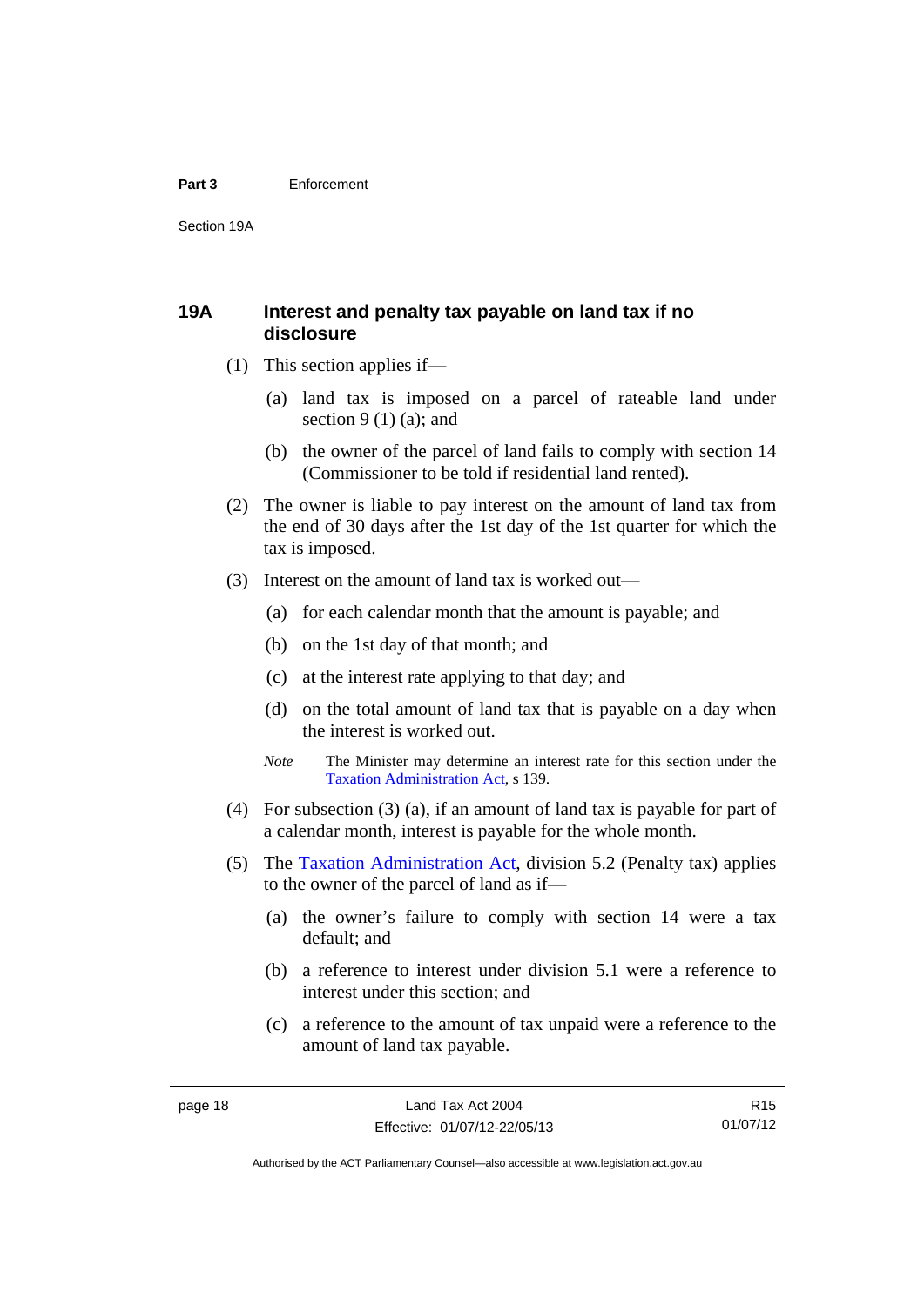## 19A Interest and penalty tax payable on land tax if no disclosure

(1) This section applies if—

(a) land tax is imposed on a parcel of rateable land under section 9 (1) (a); and

(b) the owner of the parcel of land fails to comply with section 14 (Commissioner to be told if residential land rented).

(2) The owner is liable to pay interest on the amount of land tax from the end of 30 days after the 1st day of the 1st quarter for which the tax is imposed.

(3) Interest on the amount of land tax is worked out—

(a) for each calendar month that the amount is payable; and

(b) on the 1st day of that month; and

(c) at the interest rate applying to that day; and

(d) on the total amount of land tax that is payable on a day when the interest is worked out.

*Note* The Minister may determine an interest rate for this section under the Taxation Administration Act, s 139.

(4) For subsection (3) (a), if an amount of land tax is payable for part of a calendar month, interest is payable for the whole month.

(5) The Taxation Administration Act, division 5.2 (Penalty tax) applies to the owner of the parcel of land as if—

(a) the owner's failure to comply with section 14 were a tax default; and

(b) a reference to interest under division 5.1 were a reference to interest under this section; and

(c) a reference to the amount of tax unpaid were a reference to the amount of land tax payable.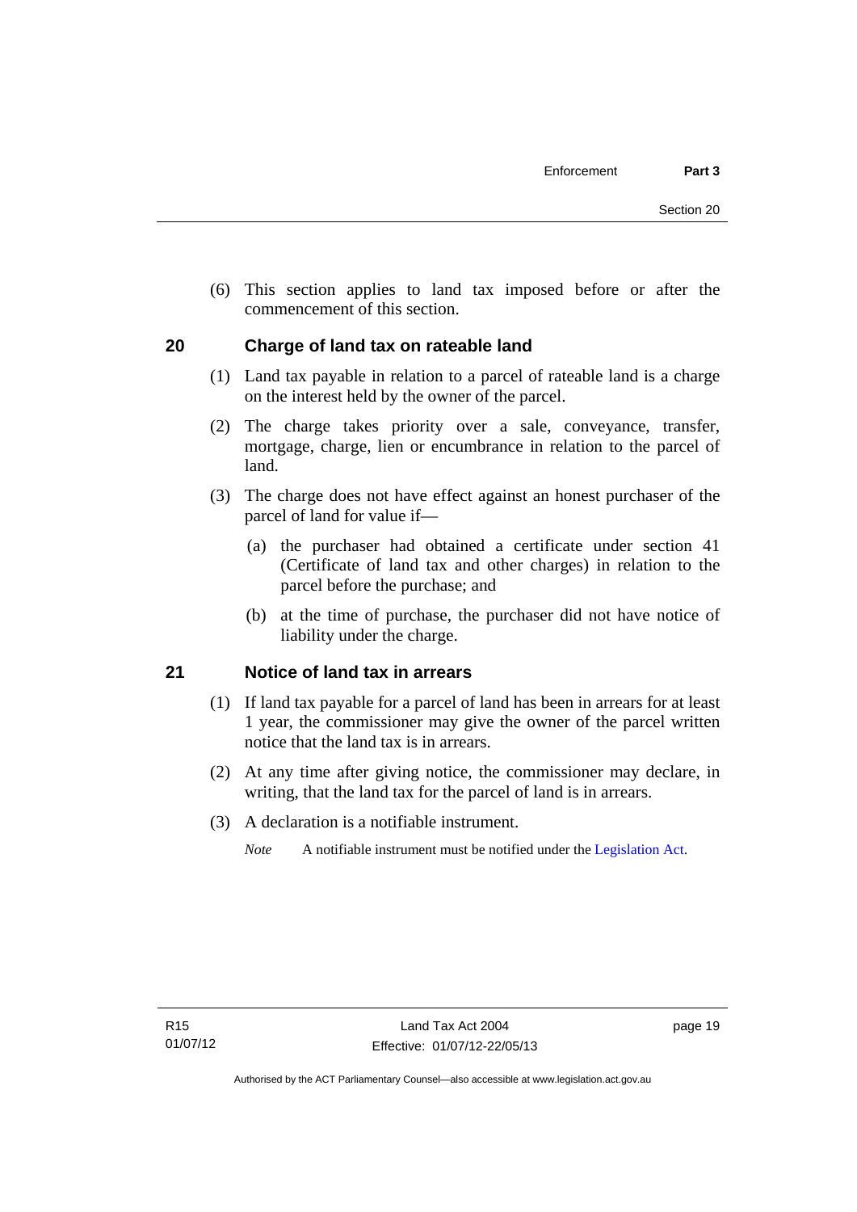(6) This section applies to land tax imposed before or after the commencement of this section.

## 20 Charge of land tax on rateable land

(1) Land tax payable in relation to a parcel of rateable land is a charge on the interest held by the owner of the parcel.

(2) The charge takes priority over a sale, conveyance, transfer, mortgage, charge, lien or encumbrance in relation to the parcel of land.

(3) The charge does not have effect against an honest purchaser of the parcel of land for value if—

(a) the purchaser had obtained a certificate under section 41 (Certificate of land tax and other charges) in relation to the parcel before the purchase; and

(b) at the time of purchase, the purchaser did not have notice of liability under the charge.

## 21 Notice of land tax in arrears

(1) If land tax payable for a parcel of land has been in arrears for at least 1 year, the commissioner may give the owner of the parcel written notice that the land tax is in arrears.

(2) At any time after giving notice, the commissioner may declare, in writing, that the land tax for the parcel of land is in arrears.

(3) A declaration is a notifiable instrument.

*Note* A notifiable instrument must be notified under the Legislation Act.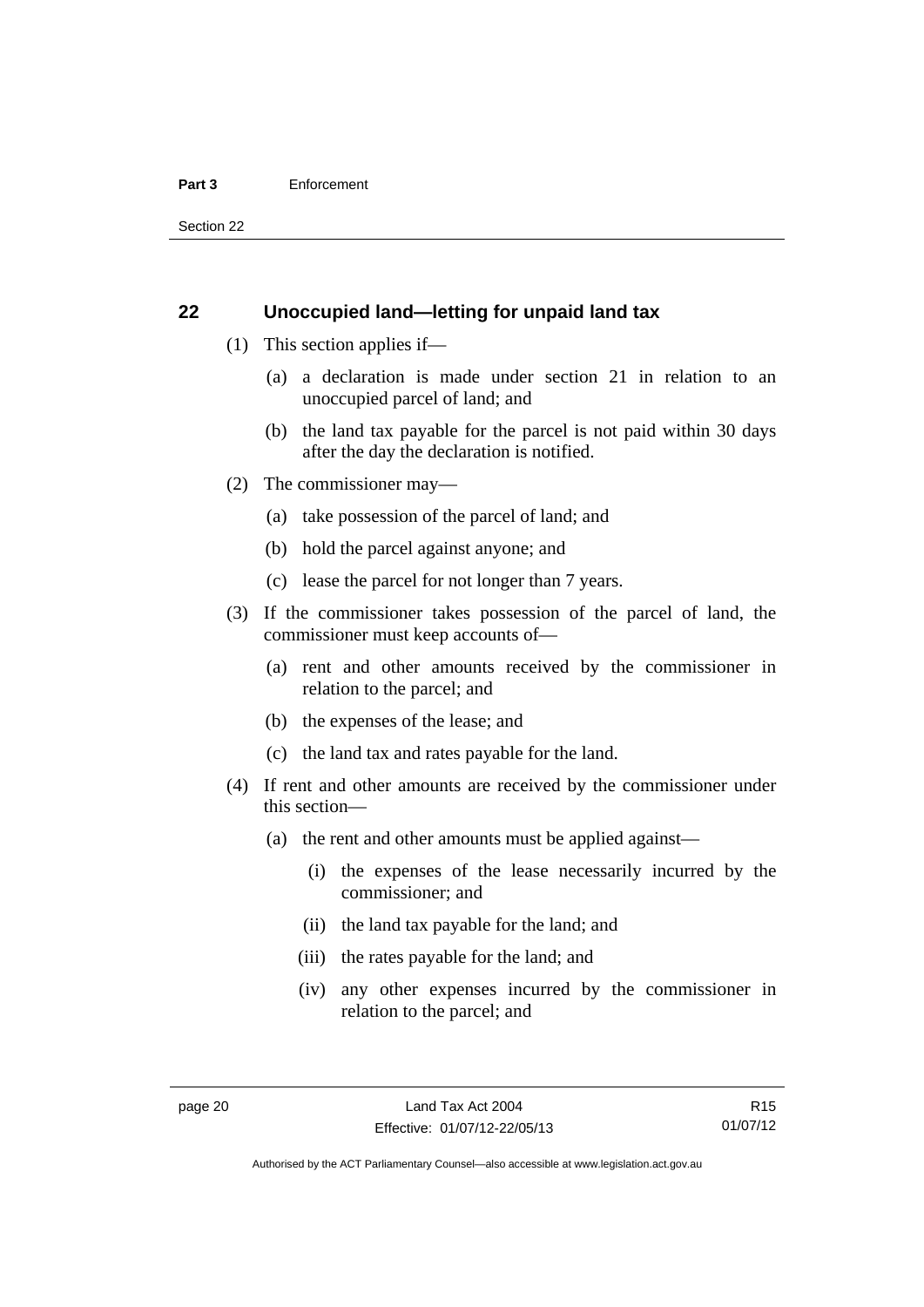## 22 Unoccupied land—letting for unpaid land tax

(1) This section applies if—

(a) a declaration is made under section 21 in relation to an unoccupied parcel of land; and

(b) the land tax payable for the parcel is not paid within 30 days after the day the declaration is notified.

(2) The commissioner may—

(a) take possession of the parcel of land; and

(b) hold the parcel against anyone; and

(c) lease the parcel for not longer than 7 years.

(3) If the commissioner takes possession of the parcel of land, the commissioner must keep accounts of—

(a) rent and other amounts received by the commissioner in relation to the parcel; and

(b) the expenses of the lease; and

(c) the land tax and rates payable for the land.

(4) If rent and other amounts are received by the commissioner under this section—

(a) the rent and other amounts must be applied against—

(i) the expenses of the lease necessarily incurred by the commissioner; and

(ii) the land tax payable for the land; and

(iii) the rates payable for the land; and

(iv) any other expenses incurred by the commissioner in relation to the parcel; and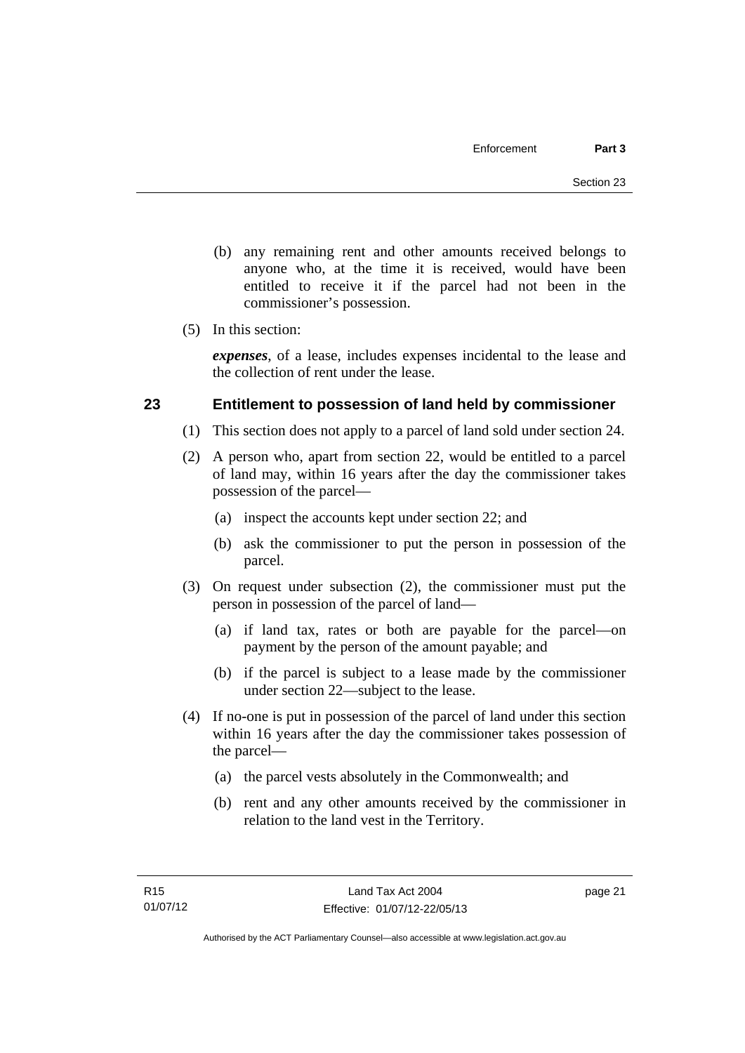(b) any remaining rent and other amounts received belongs to anyone who, at the time it is received, would have been entitled to receive it if the parcel had not been in the commissioner's possession.

(5) In this section:

***expenses***, of a lease, includes expenses incidental to the lease and the collection of rent under the lease.

## 23 Entitlement to possession of land held by commissioner

(1) This section does not apply to a parcel of land sold under section 24.

(2) A person who, apart from section 22, would be entitled to a parcel of land may, within 16 years after the day the commissioner takes possession of the parcel—

(a) inspect the accounts kept under section 22; and

(b) ask the commissioner to put the person in possession of the parcel.

(3) On request under subsection (2), the commissioner must put the person in possession of the parcel of land—

(a) if land tax, rates or both are payable for the parcel—on payment by the person of the amount payable; and

(b) if the parcel is subject to a lease made by the commissioner under section 22—subject to the lease.

(4) If no-one is put in possession of the parcel of land under this section within 16 years after the day the commissioner takes possession of the parcel—

(a) the parcel vests absolutely in the Commonwealth; and

(b) rent and any other amounts received by the commissioner in relation to the land vest in the Territory.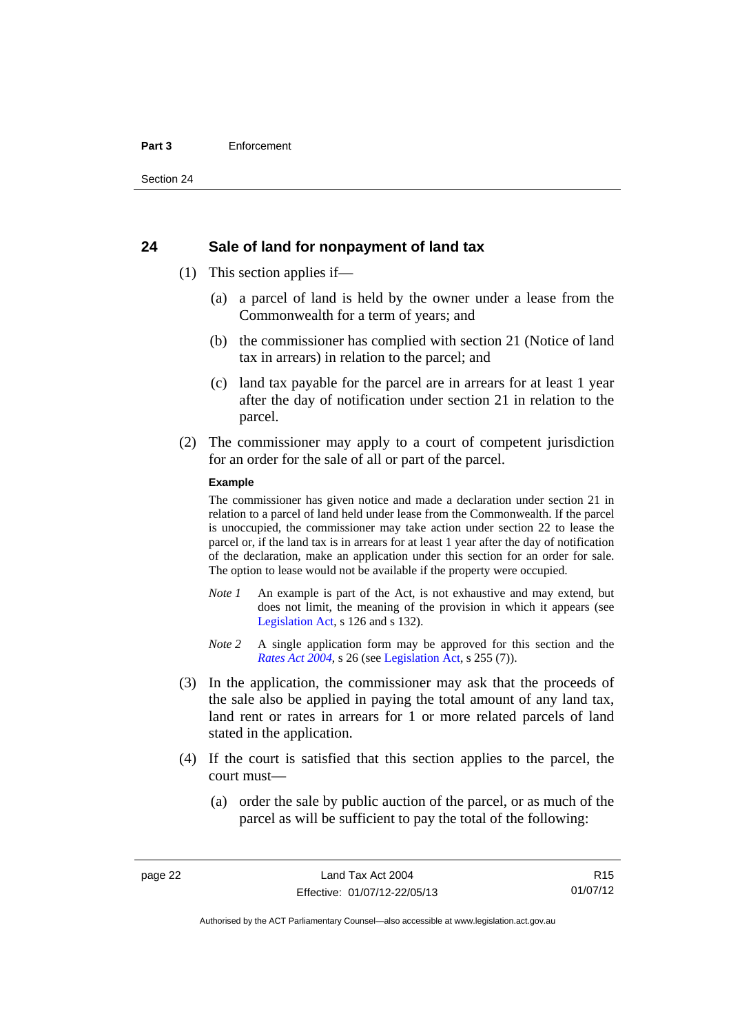## 24 Sale of land for nonpayment of land tax

(1) This section applies if—

(a) a parcel of land is held by the owner under a lease from the Commonwealth for a term of years; and

(b) the commissioner has complied with section 21 (Notice of land tax in arrears) in relation to the parcel; and

(c) land tax payable for the parcel are in arrears for at least 1 year after the day of notification under section 21 in relation to the parcel.

(2) The commissioner may apply to a court of competent jurisdiction for an order for the sale of all or part of the parcel.

**Example**

The commissioner has given notice and made a declaration under section 21 in relation to a parcel of land held under lease from the Commonwealth. If the parcel is unoccupied, the commissioner may take action under section 22 to lease the parcel or, if the land tax is in arrears for at least 1 year after the day of notification of the declaration, make an application under this section for an order for sale. The option to lease would not be available if the property were occupied.

*Note 1* An example is part of the Act, is not exhaustive and may extend, but does not limit, the meaning of the provision in which it appears (see Legislation Act, s 126 and s 132).

*Note 2* A single application form may be approved for this section and the *Rates Act 2004*, s 26 (see Legislation Act, s 255 (7)).

(3) In the application, the commissioner may ask that the proceeds of the sale also be applied in paying the total amount of any land tax, land rent or rates in arrears for 1 or more related parcels of land stated in the application.

(4) If the court is satisfied that this section applies to the parcel, the court must—

(a) order the sale by public auction of the parcel, or as much of the parcel as will be sufficient to pay the total of the following: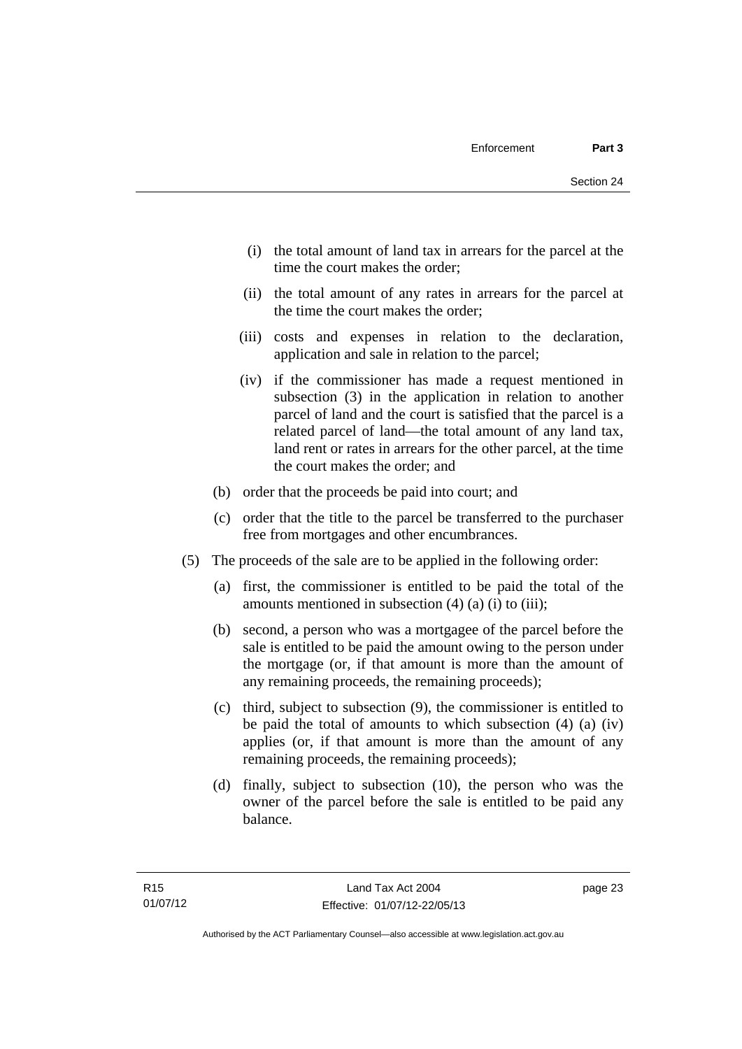(i) the total amount of land tax in arrears for the parcel at the time the court makes the order;

(ii) the total amount of any rates in arrears for the parcel at the time the court makes the order;

(iii) costs and expenses in relation to the declaration, application and sale in relation to the parcel;

(iv) if the commissioner has made a request mentioned in subsection (3) in the application in relation to another parcel of land and the court is satisfied that the parcel is a related parcel of land—the total amount of any land tax, land rent or rates in arrears for the other parcel, at the time the court makes the order; and

(b) order that the proceeds be paid into court; and

(c) order that the title to the parcel be transferred to the purchaser free from mortgages and other encumbrances.

(5) The proceeds of the sale are to be applied in the following order:

(a) first, the commissioner is entitled to be paid the total of the amounts mentioned in subsection (4) (a) (i) to (iii);

(b) second, a person who was a mortgagee of the parcel before the sale is entitled to be paid the amount owing to the person under the mortgage (or, if that amount is more than the amount of any remaining proceeds, the remaining proceeds);

(c) third, subject to subsection (9), the commissioner is entitled to be paid the total of amounts to which subsection (4) (a) (iv) applies (or, if that amount is more than the amount of any remaining proceeds, the remaining proceeds);

(d) finally, subject to subsection (10), the person who was the owner of the parcel before the sale is entitled to be paid any balance.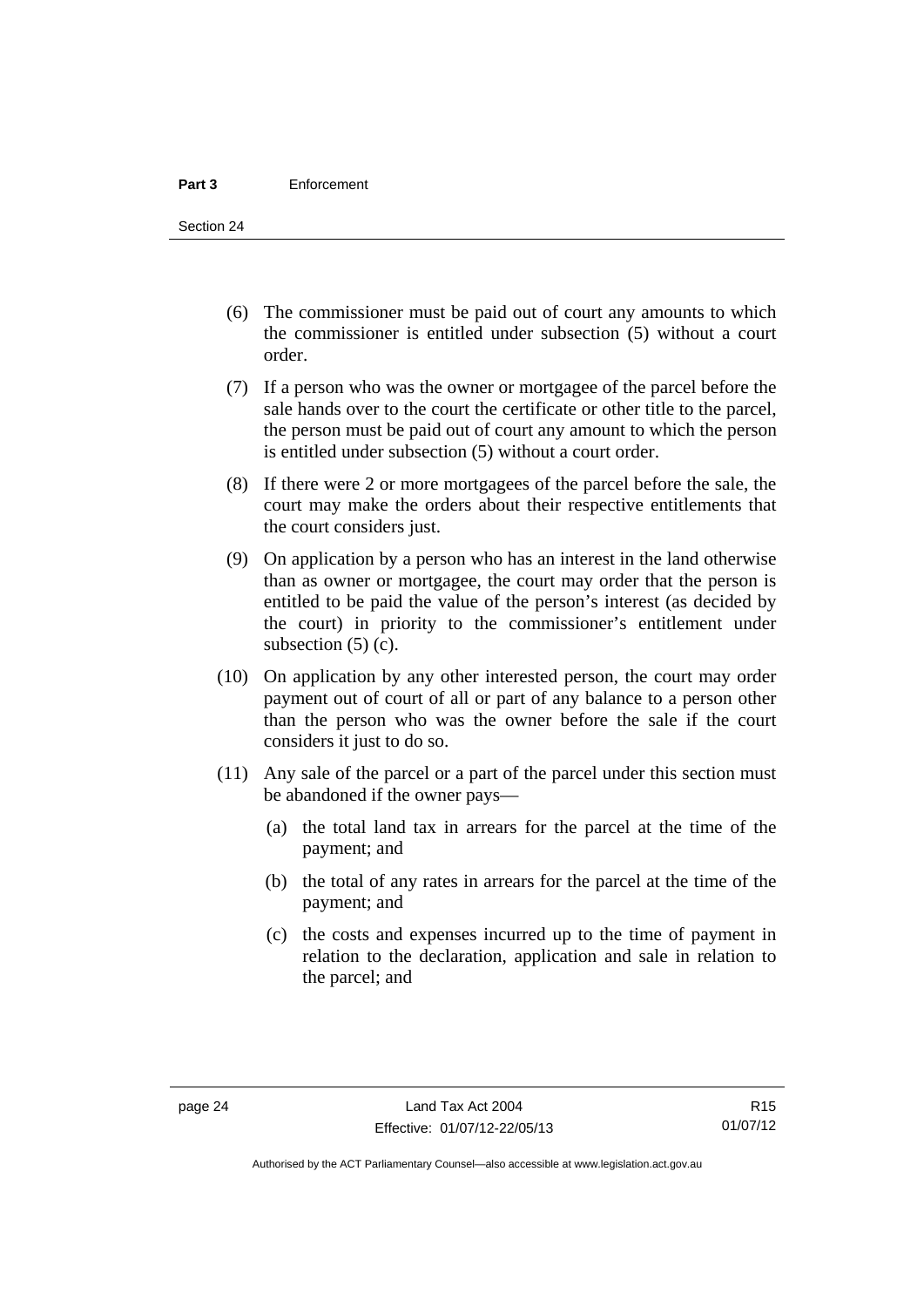(6) The commissioner must be paid out of court any amounts to which the commissioner is entitled under subsection (5) without a court order.

(7) If a person who was the owner or mortgagee of the parcel before the sale hands over to the court the certificate or other title to the parcel, the person must be paid out of court any amount to which the person is entitled under subsection (5) without a court order.

(8) If there were 2 or more mortgagees of the parcel before the sale, the court may make the orders about their respective entitlements that the court considers just.

(9) On application by a person who has an interest in the land otherwise than as owner or mortgagee, the court may order that the person is entitled to be paid the value of the person's interest (as decided by the court) in priority to the commissioner's entitlement under subsection (5) (c).

(10) On application by any other interested person, the court may order payment out of court of all or part of any balance to a person other than the person who was the owner before the sale if the court considers it just to do so.

(11) Any sale of the parcel or a part of the parcel under this section must be abandoned if the owner pays—

(a) the total land tax in arrears for the parcel at the time of the payment; and

(b) the total of any rates in arrears for the parcel at the time of the payment; and

(c) the costs and expenses incurred up to the time of payment in relation to the declaration, application and sale in relation to the parcel; and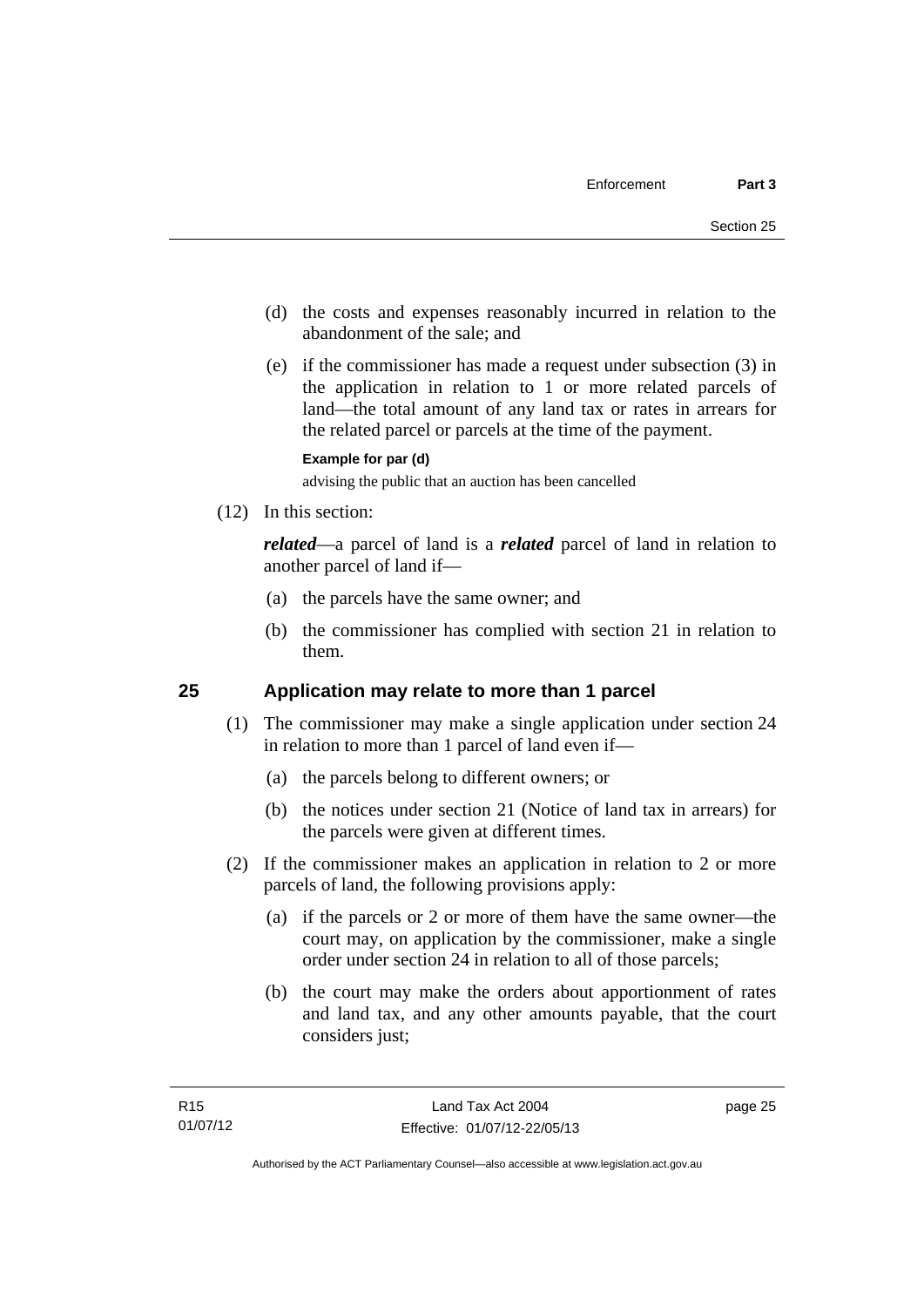(d) the costs and expenses reasonably incurred in relation to the abandonment of the sale; and

(e) if the commissioner has made a request under subsection (3) in the application in relation to 1 or more related parcels of land—the total amount of any land tax or rates in arrears for the related parcel or parcels at the time of the payment.

**Example for par (d)**

advising the public that an auction has been cancelled

(12) In this section:

***related***—a parcel of land is a ***related*** parcel of land in relation to another parcel of land if—

(a) the parcels have the same owner; and

(b) the commissioner has complied with section 21 in relation to them.

## 25 Application may relate to more than 1 parcel

(1) The commissioner may make a single application under section 24 in relation to more than 1 parcel of land even if—

(a) the parcels belong to different owners; or

(b) the notices under section 21 (Notice of land tax in arrears) for the parcels were given at different times.

(2) If the commissioner makes an application in relation to 2 or more parcels of land, the following provisions apply:

(a) if the parcels or 2 or more of them have the same owner—the court may, on application by the commissioner, make a single order under section 24 in relation to all of those parcels;

(b) the court may make the orders about apportionment of rates and land tax, and any other amounts payable, that the court considers just;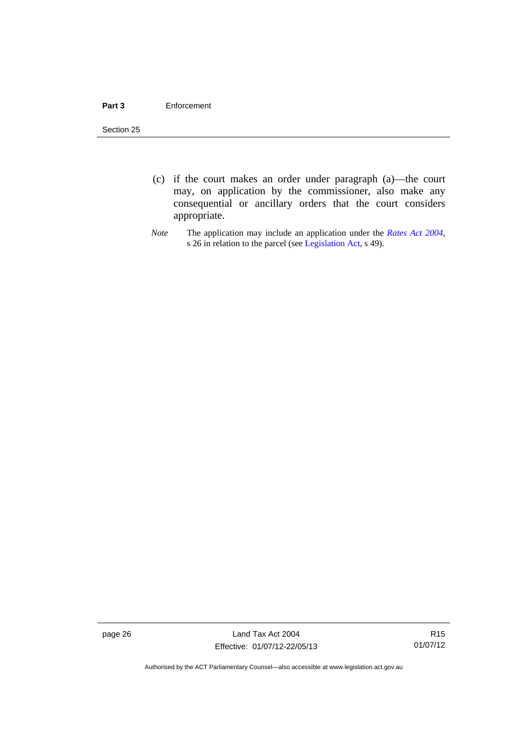(c) if the court makes an order under paragraph (a)—the court may, on application by the commissioner, also make any consequential or ancillary orders that the court considers appropriate.

*Note* The application may include an application under the *Rates Act 2004*, s 26 in relation to the parcel (see Legislation Act, s 49).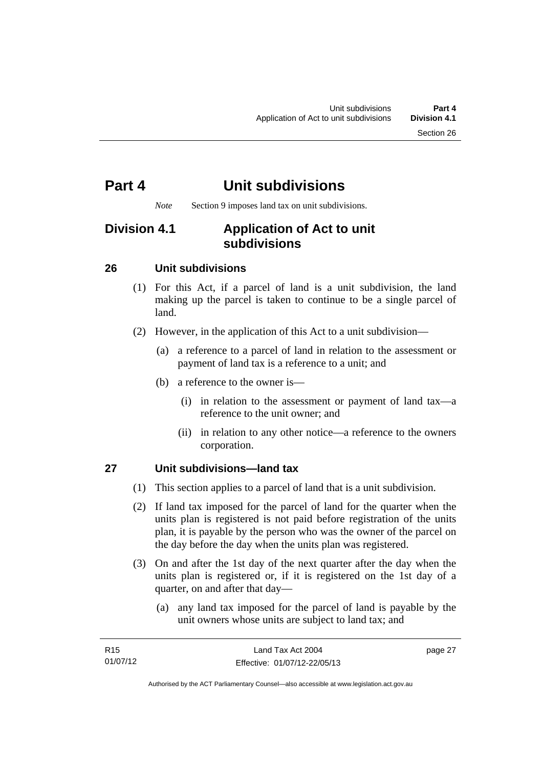# Part 4 Unit subdivisions

*Note* Section 9 imposes land tax on unit subdivisions.

## Division 4.1 Application of Act to unit subdivisions

### 26 Unit subdivisions

(1) For this Act, if a parcel of land is a unit subdivision, the land making up the parcel is taken to continue to be a single parcel of land.

(2) However, in the application of this Act to a unit subdivision—

(a) a reference to a parcel of land in relation to the assessment or payment of land tax is a reference to a unit; and

(b) a reference to the owner is—

(i) in relation to the assessment or payment of land tax—a reference to the unit owner; and

(ii) in relation to any other notice—a reference to the owners corporation.

### 27 Unit subdivisions—land tax

(1) This section applies to a parcel of land that is a unit subdivision.

(2) If land tax imposed for the parcel of land for the quarter when the units plan is registered is not paid before registration of the units plan, it is payable by the person who was the owner of the parcel on the day before the day when the units plan was registered.

(3) On and after the 1st day of the next quarter after the day when the units plan is registered or, if it is registered on the 1st day of a quarter, on and after that day—

(a) any land tax imposed for the parcel of land is payable by the unit owners whose units are subject to land tax; and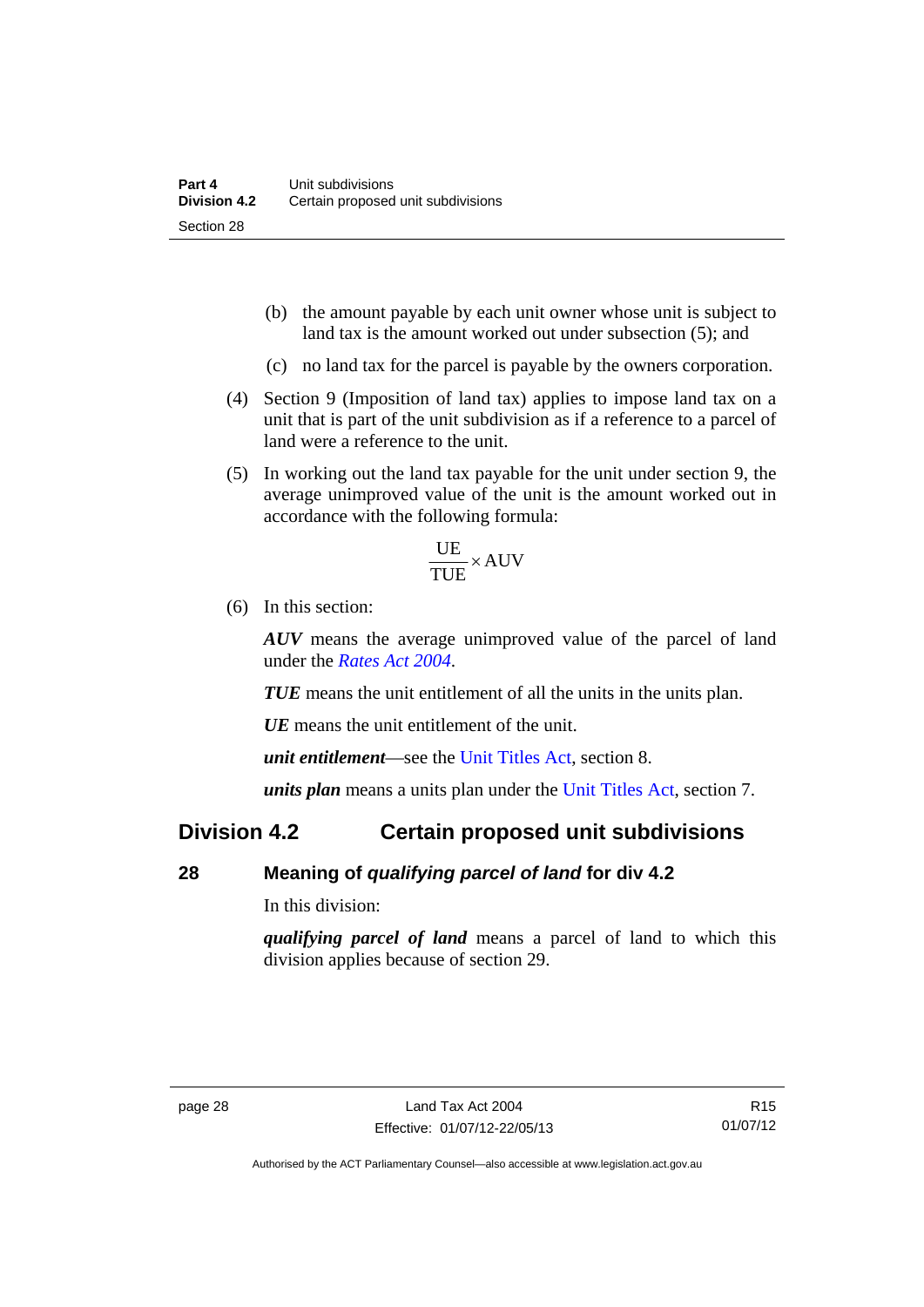(b) the amount payable by each unit owner whose unit is subject to land tax is the amount worked out under subsection (5); and

(c) no land tax for the parcel is payable by the owners corporation.

(4) Section 9 (Imposition of land tax) applies to impose land tax on a unit that is part of the unit subdivision as if a reference to a parcel of land were a reference to the unit.

(5) In working out the land tax payable for the unit under section 9, the average unimproved value of the unit is the amount worked out in accordance with the following formula:

$$\frac{UE}{TUE} \times AUV$$

(6) In this section:

***AUV*** means the average unimproved value of the parcel of land under the *Rates Act 2004*.

***TUE*** means the unit entitlement of all the units in the units plan.

***UE*** means the unit entitlement of the unit.

***unit entitlement***—see the Unit Titles Act, section 8.

***units plan*** means a units plan under the Unit Titles Act, section 7.

## Division 4.2 Certain proposed unit subdivisions

### 28 Meaning of *qualifying parcel of land* for div 4.2

In this division:

***qualifying parcel of land*** means a parcel of land to which this division applies because of section 29.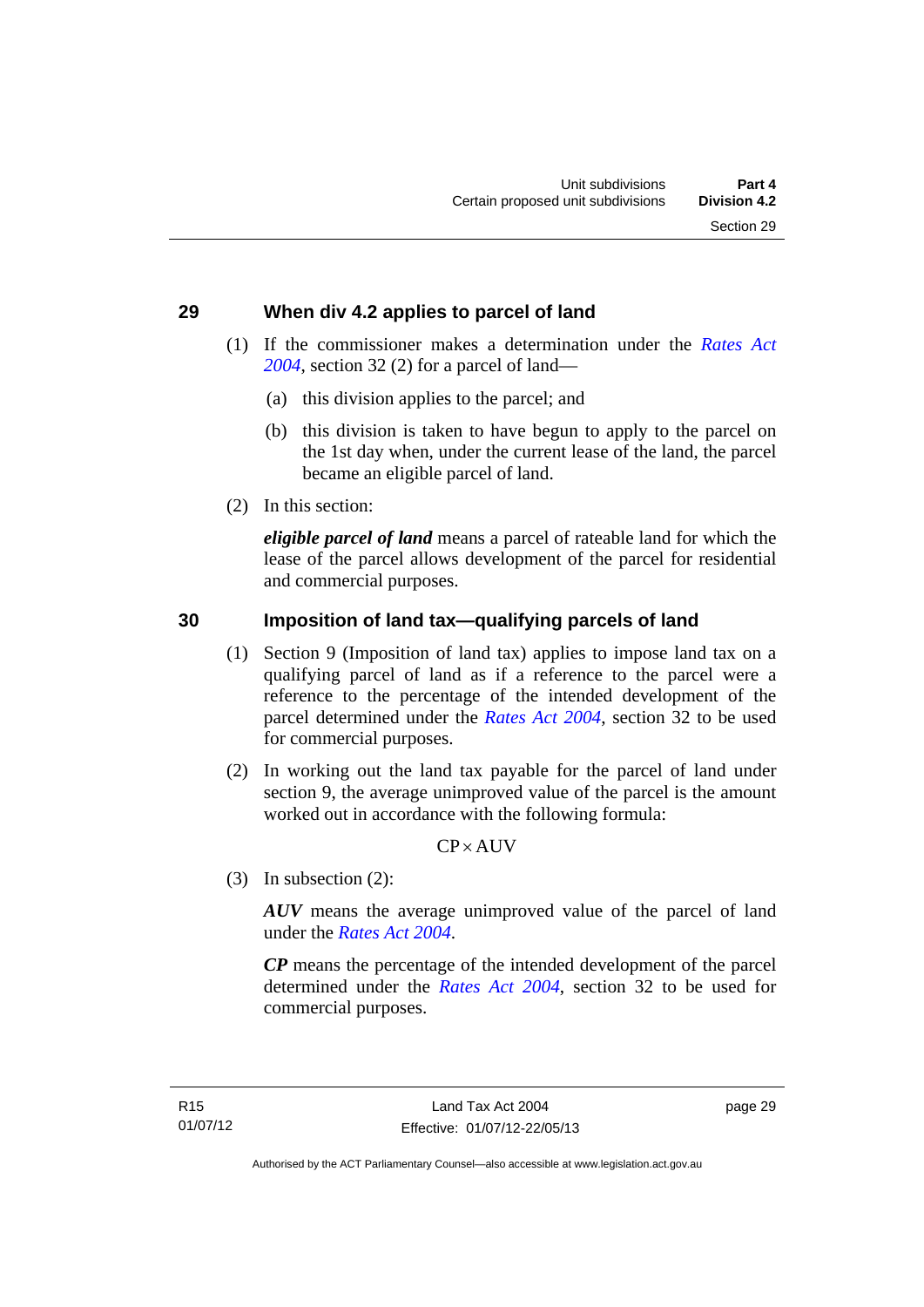## 29 When div 4.2 applies to parcel of land

(1) If the commissioner makes a determination under the *Rates Act 2004*, section 32 (2) for a parcel of land—

(a) this division applies to the parcel; and

(b) this division is taken to have begun to apply to the parcel on the 1st day when, under the current lease of the land, the parcel became an eligible parcel of land.

(2) In this section:

***eligible parcel of land*** means a parcel of rateable land for which the lease of the parcel allows development of the parcel for residential and commercial purposes.

## 30 Imposition of land tax—qualifying parcels of land

(1) Section 9 (Imposition of land tax) applies to impose land tax on a qualifying parcel of land as if a reference to the parcel were a reference to the percentage of the intended development of the parcel determined under the *Rates Act 2004*, section 32 to be used for commercial purposes.

(2) In working out the land tax payable for the parcel of land under section 9, the average unimproved value of the parcel is the amount worked out in accordance with the following formula:

$$CP \times AUV$$

(3) In subsection (2):

***AUV*** means the average unimproved value of the parcel of land under the *Rates Act 2004*.

***CP*** means the percentage of the intended development of the parcel determined under the *Rates Act 2004*, section 32 to be used for commercial purposes.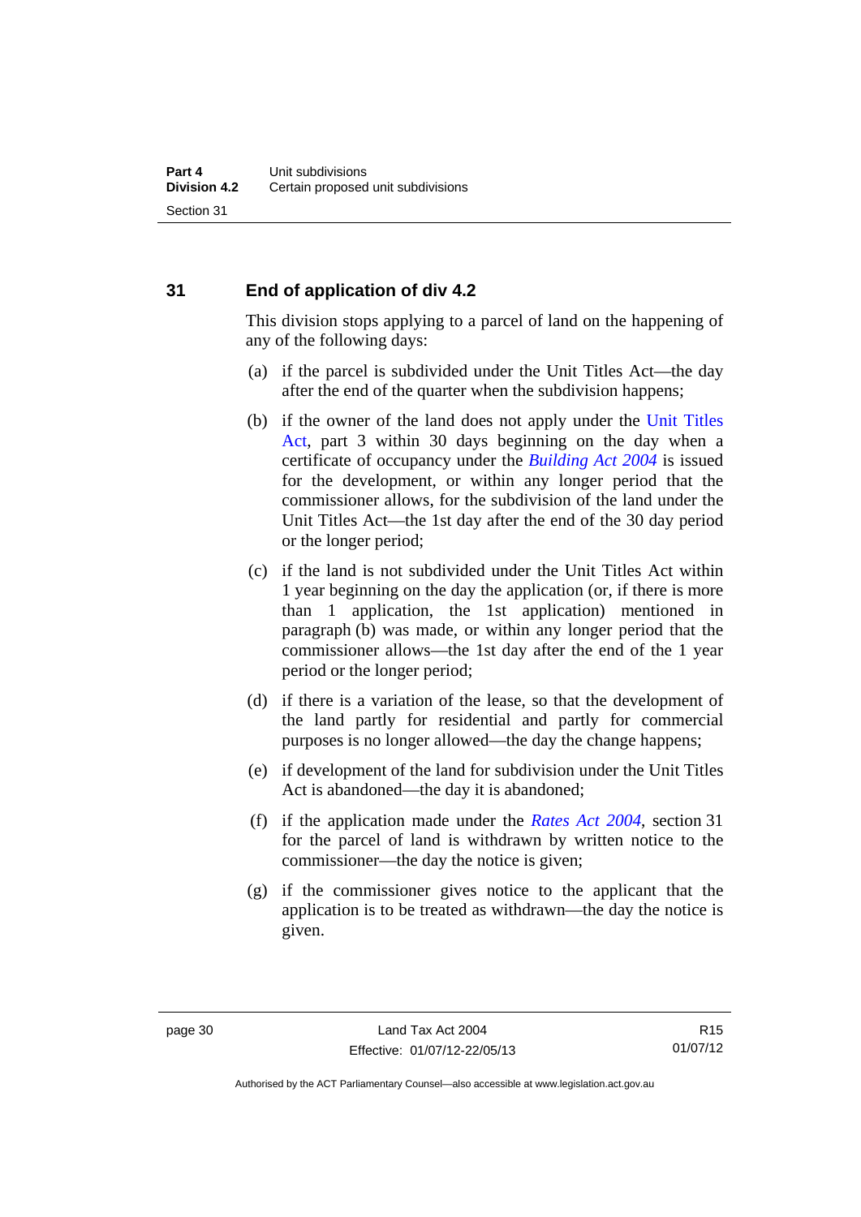## 31 End of application of div 4.2

This division stops applying to a parcel of land on the happening of any of the following days:

(a) if the parcel is subdivided under the Unit Titles Act—the day after the end of the quarter when the subdivision happens;

(b) if the owner of the land does not apply under the Unit Titles Act, part 3 within 30 days beginning on the day when a certificate of occupancy under the *Building Act 2004* is issued for the development, or within any longer period that the commissioner allows, for the subdivision of the land under the Unit Titles Act—the 1st day after the end of the 30 day period or the longer period;

(c) if the land is not subdivided under the Unit Titles Act within 1 year beginning on the day the application (or, if there is more than 1 application, the 1st application) mentioned in paragraph (b) was made, or within any longer period that the commissioner allows—the 1st day after the end of the 1 year period or the longer period;

(d) if there is a variation of the lease, so that the development of the land partly for residential and partly for commercial purposes is no longer allowed—the day the change happens;

(e) if development of the land for subdivision under the Unit Titles Act is abandoned—the day it is abandoned;

(f) if the application made under the *Rates Act 2004*, section 31 for the parcel of land is withdrawn by written notice to the commissioner—the day the notice is given;

(g) if the commissioner gives notice to the applicant that the application is to be treated as withdrawn—the day the notice is given.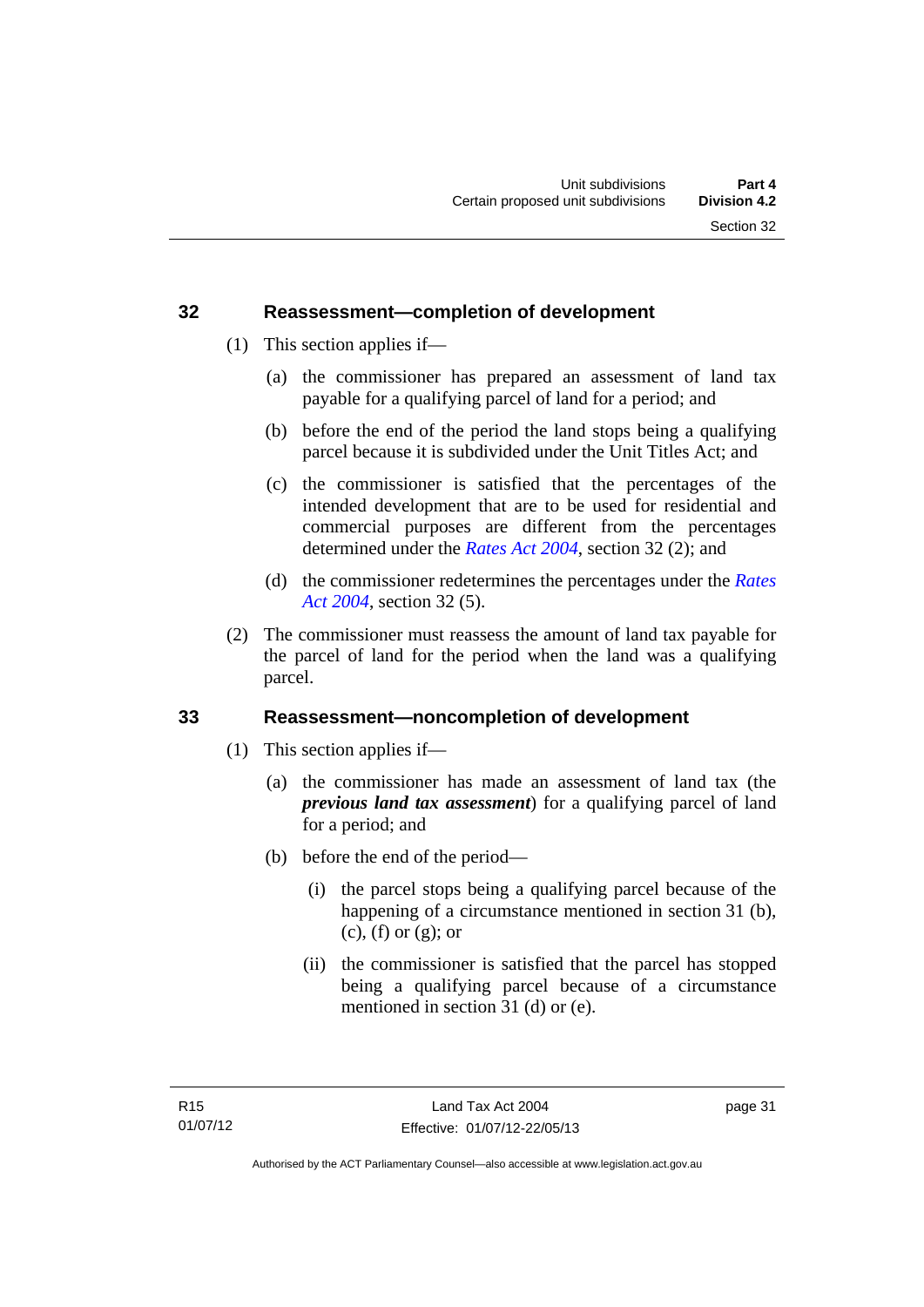### 32 Reassessment—completion of development

(1) This section applies if—

(a) the commissioner has prepared an assessment of land tax payable for a qualifying parcel of land for a period; and

(b) before the end of the period the land stops being a qualifying parcel because it is subdivided under the Unit Titles Act; and

(c) the commissioner is satisfied that the percentages of the intended development that are to be used for residential and commercial purposes are different from the percentages determined under the *Rates Act 2004*, section 32 (2); and

(d) the commissioner redetermines the percentages under the *Rates Act 2004*, section 32 (5).

(2) The commissioner must reassess the amount of land tax payable for the parcel of land for the period when the land was a qualifying parcel.

### 33 Reassessment—noncompletion of development

(1) This section applies if—

(a) the commissioner has made an assessment of land tax (the ***previous land tax assessment***) for a qualifying parcel of land for a period; and

(b) before the end of the period—

(i) the parcel stops being a qualifying parcel because of the happening of a circumstance mentioned in section 31 (b), (c), (f) or (g); or

(ii) the commissioner is satisfied that the parcel has stopped being a qualifying parcel because of a circumstance mentioned in section 31 (d) or (e).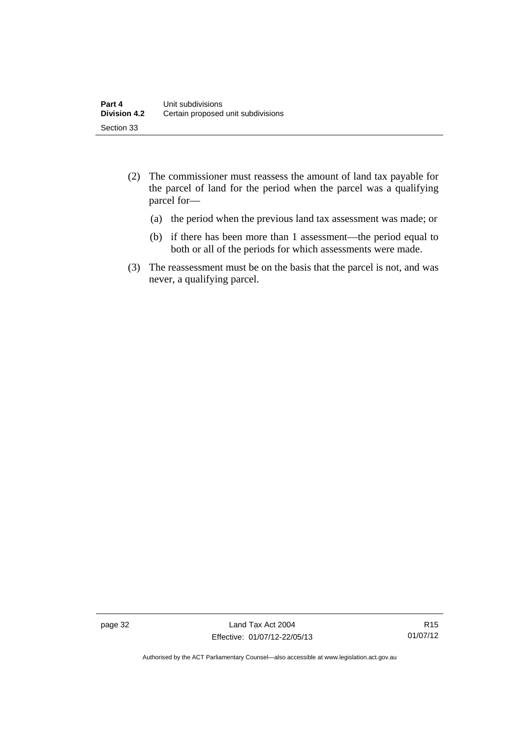(2) The commissioner must reassess the amount of land tax payable for the parcel of land for the period when the parcel was a qualifying parcel for—

   (a) the period when the previous land tax assessment was made; or

   (b) if there has been more than 1 assessment—the period equal to both or all of the periods for which assessments were made.

(3) The reassessment must be on the basis that the parcel is not, and was never, a qualifying parcel.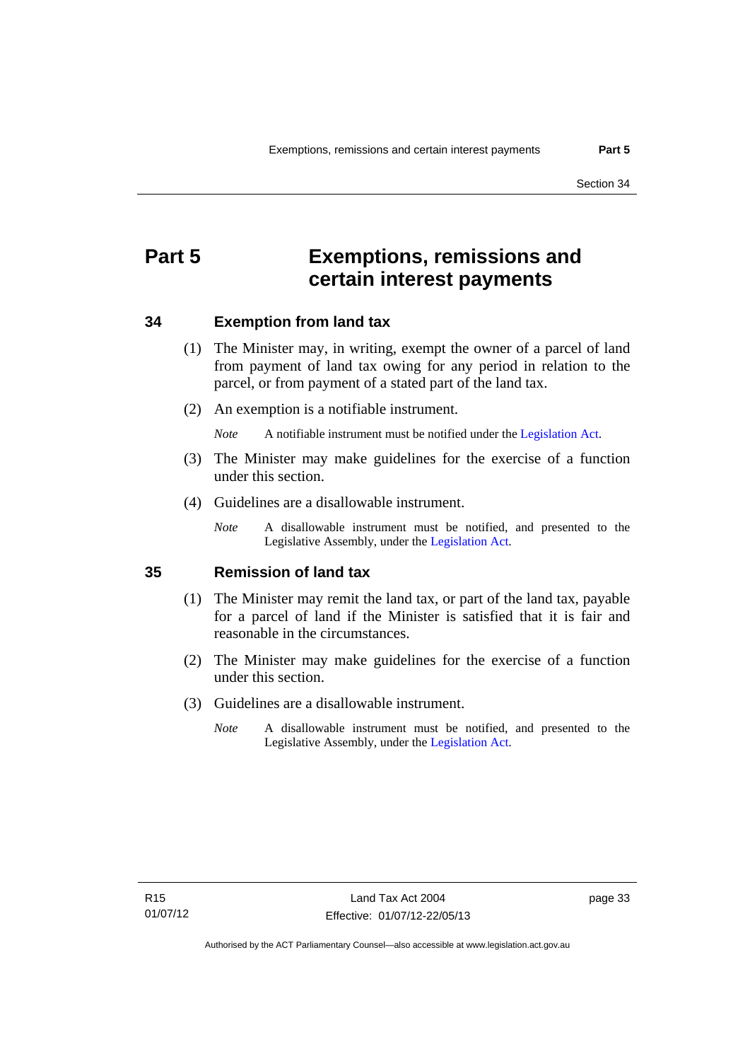# Part 5 Exemptions, remissions and certain interest payments

## 34 Exemption from land tax

(1) The Minister may, in writing, exempt the owner of a parcel of land from payment of land tax owing for any period in relation to the parcel, or from payment of a stated part of the land tax.

(2) An exemption is a notifiable instrument.

*Note* A notifiable instrument must be notified under the Legislation Act.

(3) The Minister may make guidelines for the exercise of a function under this section.

(4) Guidelines are a disallowable instrument.

*Note* A disallowable instrument must be notified, and presented to the Legislative Assembly, under the Legislation Act.

## 35 Remission of land tax

(1) The Minister may remit the land tax, or part of the land tax, payable for a parcel of land if the Minister is satisfied that it is fair and reasonable in the circumstances.

(2) The Minister may make guidelines for the exercise of a function under this section.

(3) Guidelines are a disallowable instrument.

*Note* A disallowable instrument must be notified, and presented to the Legislative Assembly, under the Legislation Act.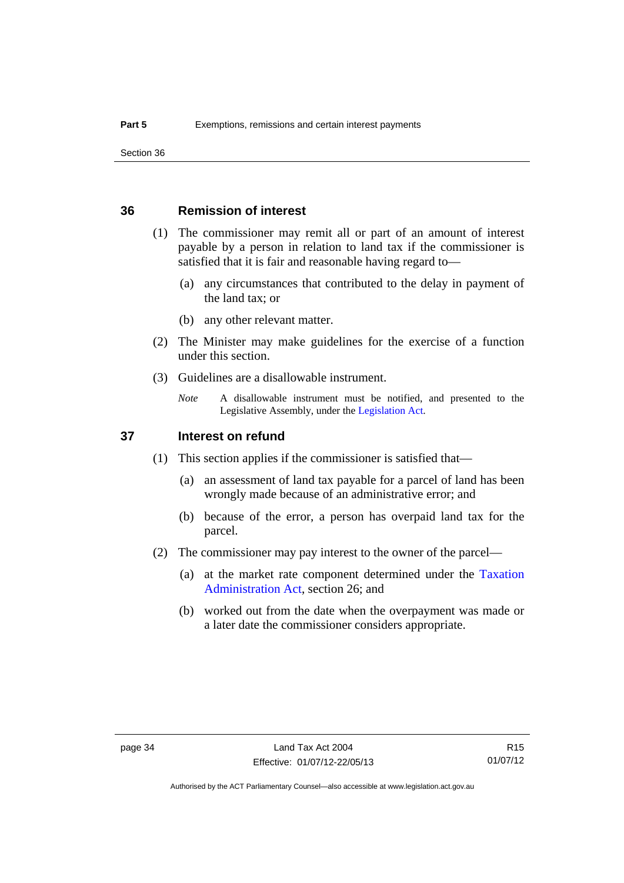## 36 Remission of interest

(1) The commissioner may remit all or part of an amount of interest payable by a person in relation to land tax if the commissioner is satisfied that it is fair and reasonable having regard to—

(a) any circumstances that contributed to the delay in payment of the land tax; or

(b) any other relevant matter.

(2) The Minister may make guidelines for the exercise of a function under this section.

(3) Guidelines are a disallowable instrument.

*Note* A disallowable instrument must be notified, and presented to the Legislative Assembly, under the Legislation Act.

## 37 Interest on refund

(1) This section applies if the commissioner is satisfied that—

(a) an assessment of land tax payable for a parcel of land has been wrongly made because of an administrative error; and

(b) because of the error, a person has overpaid land tax for the parcel.

(2) The commissioner may pay interest to the owner of the parcel—

(a) at the market rate component determined under the Taxation Administration Act, section 26; and

(b) worked out from the date when the overpayment was made or a later date the commissioner considers appropriate.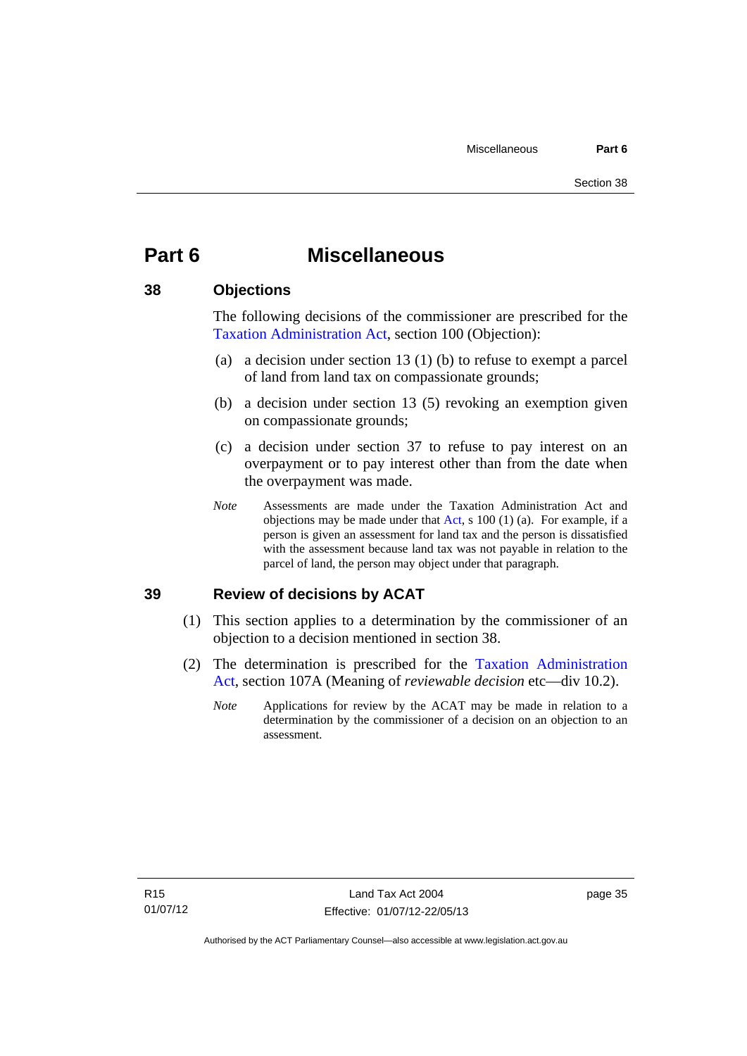# Part 6 Miscellaneous

## 38 Objections

The following decisions of the commissioner are prescribed for the Taxation Administration Act, section 100 (Objection):

(a) a decision under section 13 (1) (b) to refuse to exempt a parcel of land from land tax on compassionate grounds;

(b) a decision under section 13 (5) revoking an exemption given on compassionate grounds;

(c) a decision under section 37 to refuse to pay interest on an overpayment or to pay interest other than from the date when the overpayment was made.

*Note* Assessments are made under the Taxation Administration Act and objections may be made under that Act, s 100 (1) (a). For example, if a person is given an assessment for land tax and the person is dissatisfied with the assessment because land tax was not payable in relation to the parcel of land, the person may object under that paragraph.

## 39 Review of decisions by ACAT

(1) This section applies to a determination by the commissioner of an objection to a decision mentioned in section 38.

(2) The determination is prescribed for the Taxation Administration Act, section 107A (Meaning of *reviewable decision* etc—div 10.2).

*Note* Applications for review by the ACAT may be made in relation to a determination by the commissioner of a decision on an objection to an assessment.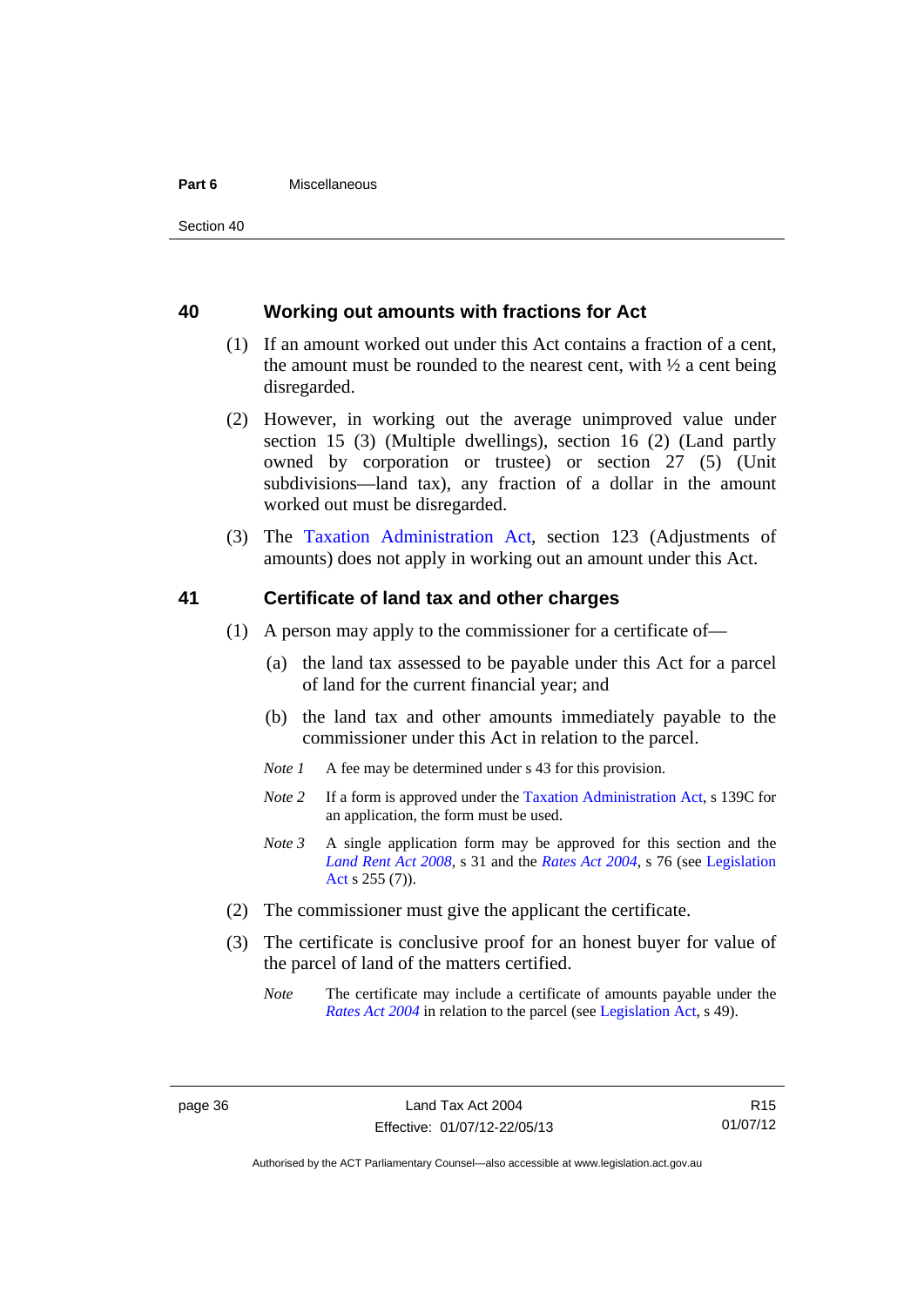## 40 Working out amounts with fractions for Act

(1) If an amount worked out under this Act contains a fraction of a cent, the amount must be rounded to the nearest cent, with ½ a cent being disregarded.

(2) However, in working out the average unimproved value under section 15 (3) (Multiple dwellings), section 16 (2) (Land partly owned by corporation or trustee) or section 27 (5) (Unit subdivisions—land tax), any fraction of a dollar in the amount worked out must be disregarded.

(3) The Taxation Administration Act, section 123 (Adjustments of amounts) does not apply in working out an amount under this Act.

## 41 Certificate of land tax and other charges

(1) A person may apply to the commissioner for a certificate of—

(a) the land tax assessed to be payable under this Act for a parcel of land for the current financial year; and

(b) the land tax and other amounts immediately payable to the commissioner under this Act in relation to the parcel.

*Note 1* A fee may be determined under s 43 for this provision.

*Note 2* If a form is approved under the Taxation Administration Act, s 139C for an application, the form must be used.

*Note 3* A single application form may be approved for this section and the *Land Rent Act 2008*, s 31 and the *Rates Act 2004*, s 76 (see Legislation Act s 255 (7)).

(2) The commissioner must give the applicant the certificate.

(3) The certificate is conclusive proof for an honest buyer for value of the parcel of land of the matters certified.

*Note* The certificate may include a certificate of amounts payable under the *Rates Act 2004* in relation to the parcel (see Legislation Act, s 49).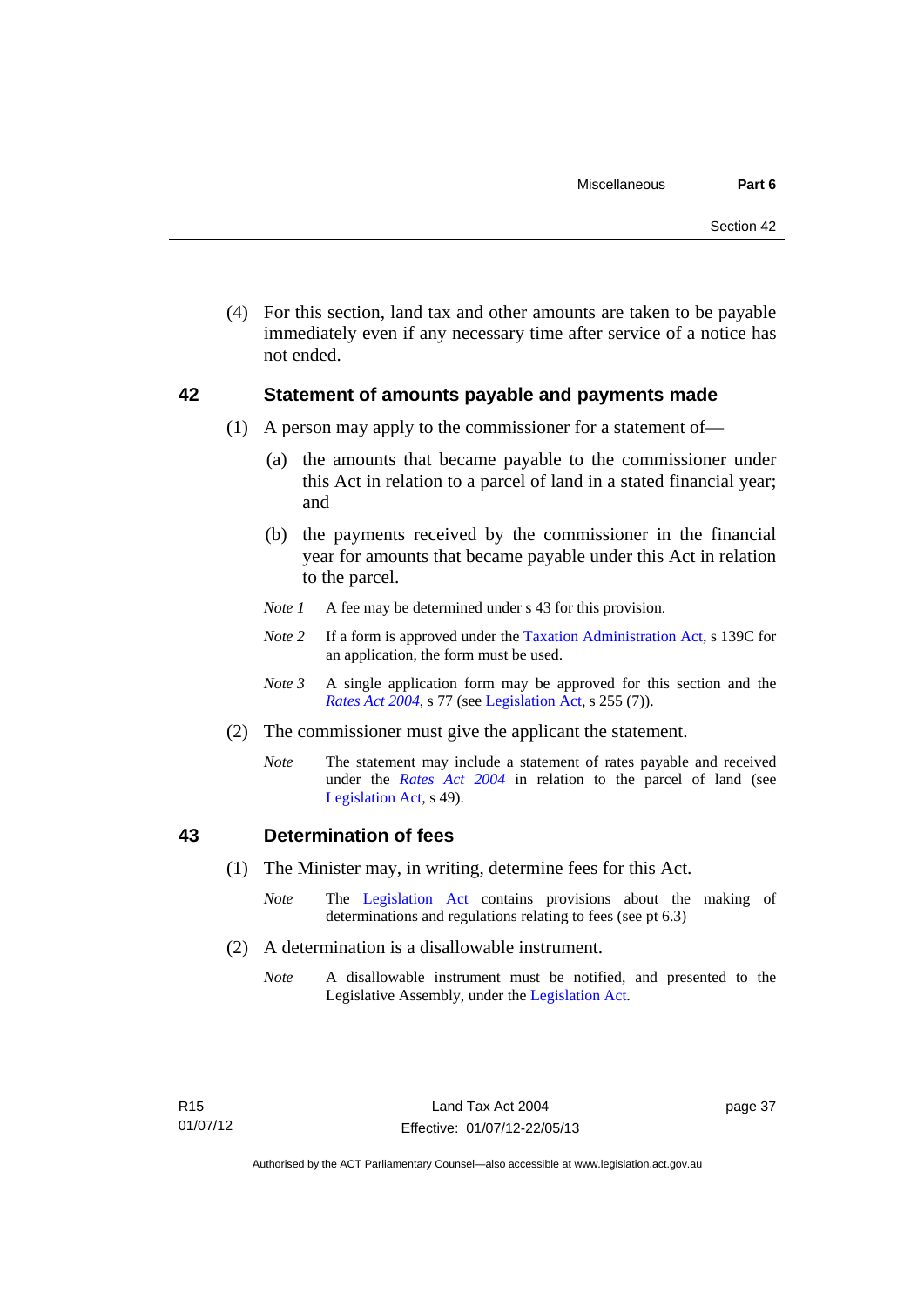(4) For this section, land tax and other amounts are taken to be payable immediately even if any necessary time after service of a notice has not ended.

## 42 Statement of amounts payable and payments made

(1) A person may apply to the commissioner for a statement of—

(a) the amounts that became payable to the commissioner under this Act in relation to a parcel of land in a stated financial year; and

(b) the payments received by the commissioner in the financial year for amounts that became payable under this Act in relation to the parcel.

*Note 1* A fee may be determined under s 43 for this provision.

*Note 2* If a form is approved under the Taxation Administration Act, s 139C for an application, the form must be used.

*Note 3* A single application form may be approved for this section and the *Rates Act 2004*, s 77 (see Legislation Act, s 255 (7)).

(2) The commissioner must give the applicant the statement.

*Note* The statement may include a statement of rates payable and received under the *Rates Act 2004* in relation to the parcel of land (see Legislation Act, s 49).

## 43 Determination of fees

(1) The Minister may, in writing, determine fees for this Act.

*Note* The Legislation Act contains provisions about the making of determinations and regulations relating to fees (see pt 6.3)

(2) A determination is a disallowable instrument.

*Note* A disallowable instrument must be notified, and presented to the Legislative Assembly, under the Legislation Act.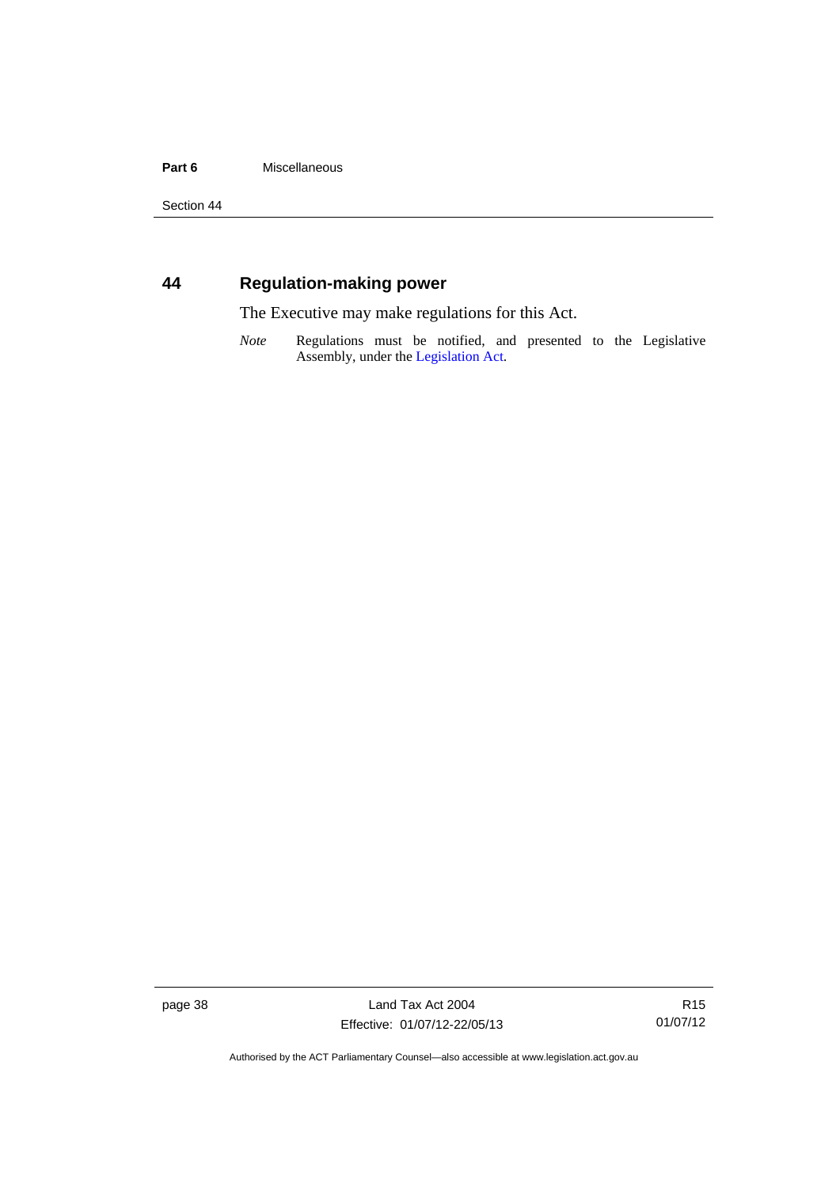## 44 Regulation-making power

The Executive may make regulations for this Act.

*Note* Regulations must be notified, and presented to the Legislative Assembly, under the Legislation Act.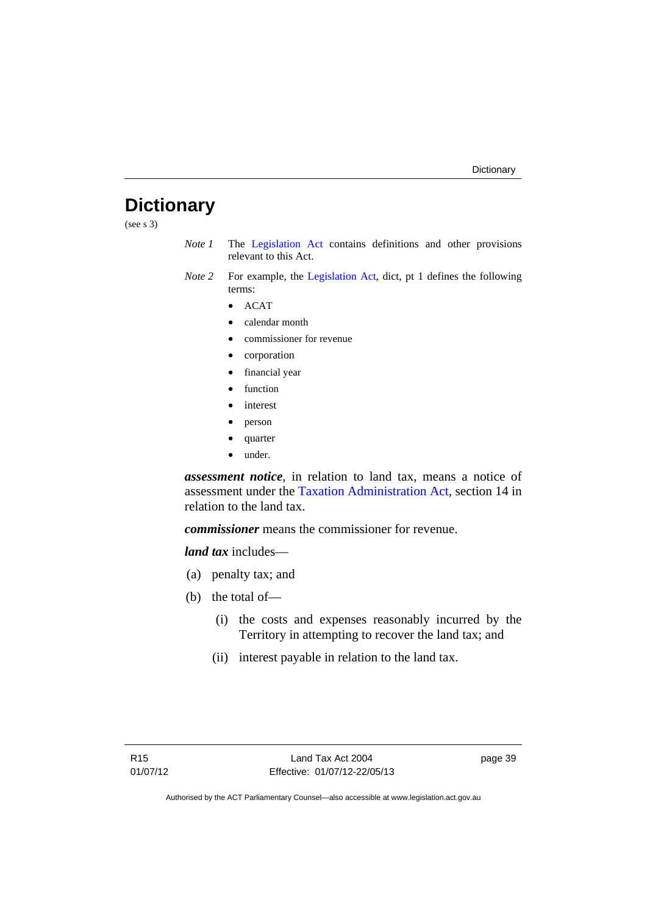# Dictionary

(see s 3)

*Note 1* The Legislation Act contains definitions and other provisions relevant to this Act.

*Note 2* For example, the Legislation Act, dict, pt 1 defines the following terms:

- ACAT
- calendar month
- commissioner for revenue
- corporation
- financial year
- function
- interest
- person
- quarter
- under.

***assessment notice***, in relation to land tax, means a notice of assessment under the Taxation Administration Act, section 14 in relation to the land tax.

***commissioner*** means the commissioner for revenue.

***land tax*** includes—

(a) penalty tax; and

(b) the total of—

(i) the costs and expenses reasonably incurred by the Territory in attempting to recover the land tax; and

(ii) interest payable in relation to the land tax.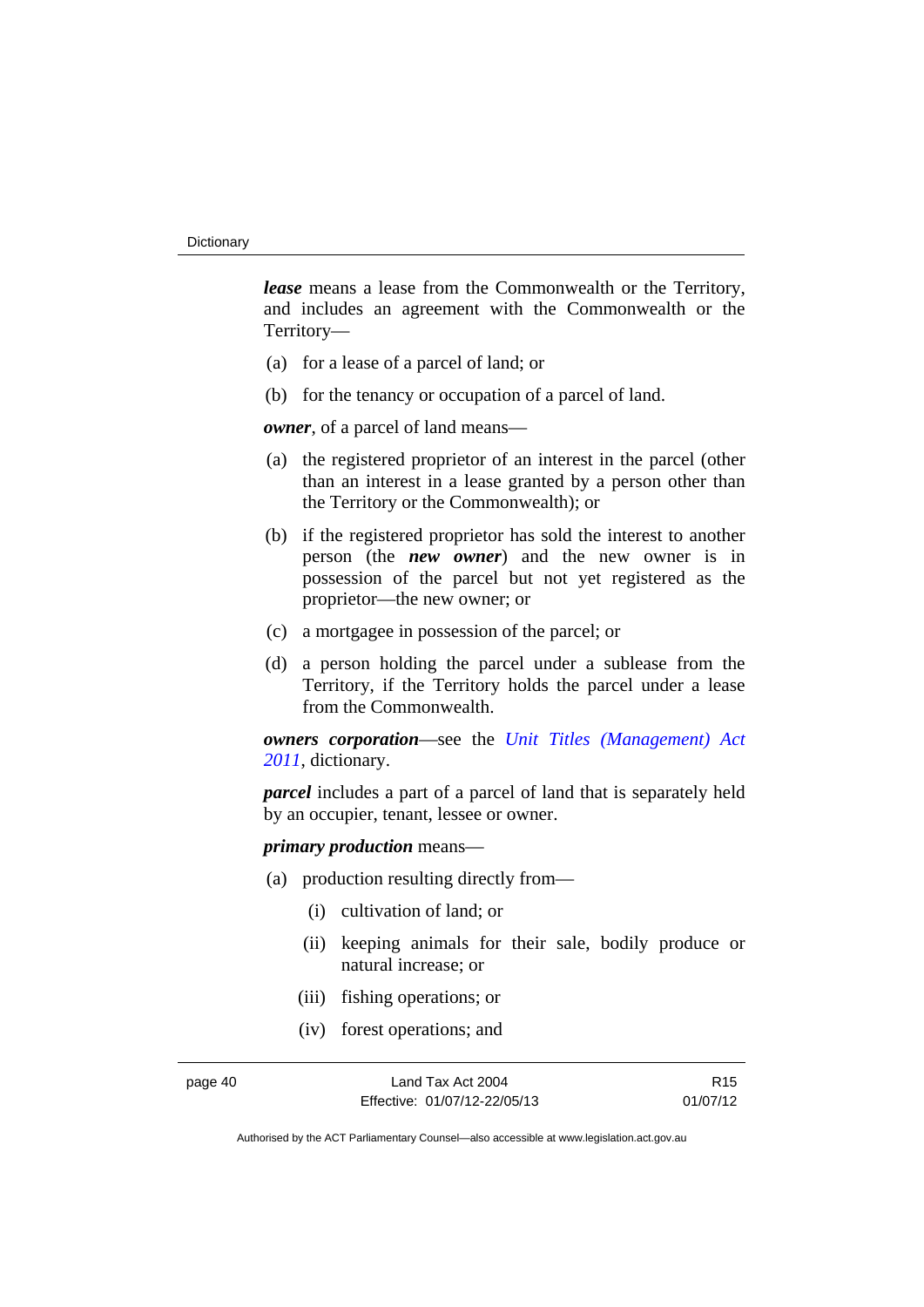***lease*** means a lease from the Commonwealth or the Territory, and includes an agreement with the Commonwealth or the Territory—

(a) for a lease of a parcel of land; or

(b) for the tenancy or occupation of a parcel of land.

***owner***, of a parcel of land means—

(a) the registered proprietor of an interest in the parcel (other than an interest in a lease granted by a person other than the Territory or the Commonwealth); or

(b) if the registered proprietor has sold the interest to another person (the ***new owner***) and the new owner is in possession of the parcel but not yet registered as the proprietor—the new owner; or

(c) a mortgagee in possession of the parcel; or

(d) a person holding the parcel under a sublease from the Territory, if the Territory holds the parcel under a lease from the Commonwealth.

***owners corporation***—see the *Unit Titles (Management) Act 2011*, dictionary.

***parcel*** includes a part of a parcel of land that is separately held by an occupier, tenant, lessee or owner.

***primary production*** means—

(a) production resulting directly from—

(i) cultivation of land; or

(ii) keeping animals for their sale, bodily produce or natural increase; or

(iii) fishing operations; or

(iv) forest operations; and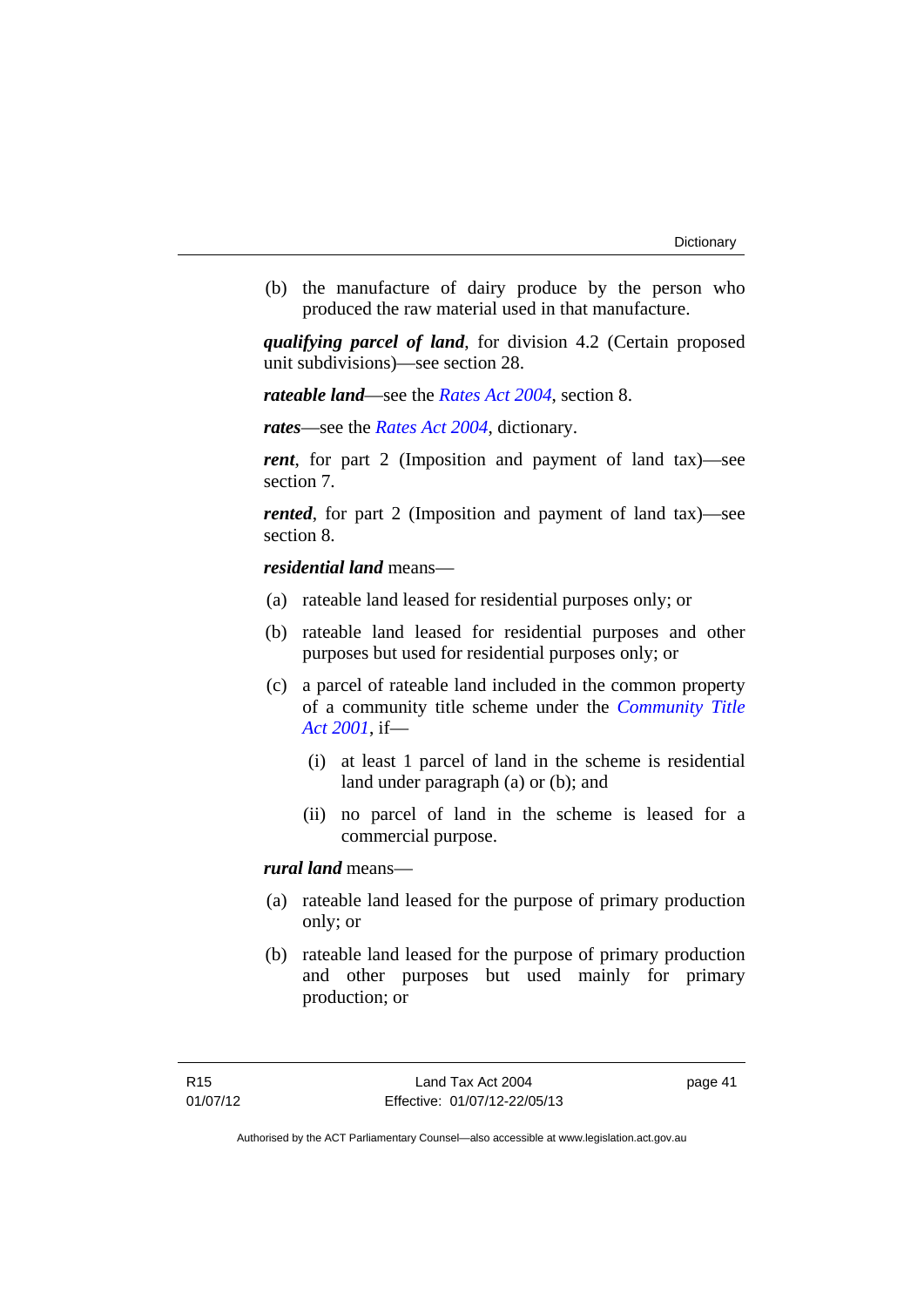(b) the manufacture of dairy produce by the person who produced the raw material used in that manufacture.

***qualifying parcel of land***, for division 4.2 (Certain proposed unit subdivisions)—see section 28.

***rateable land***—see the *Rates Act 2004*, section 8.

***rates***—see the *Rates Act 2004*, dictionary.

***rent***, for part 2 (Imposition and payment of land tax)—see section 7.

***rented***, for part 2 (Imposition and payment of land tax)—see section 8.

***residential land*** means—

(a) rateable land leased for residential purposes only; or

(b) rateable land leased for residential purposes and other purposes but used for residential purposes only; or

(c) a parcel of rateable land included in the common property of a community title scheme under the *Community Title Act 2001*, if—

  (i) at least 1 parcel of land in the scheme is residential land under paragraph (a) or (b); and

  (ii) no parcel of land in the scheme is leased for a commercial purpose.

***rural land*** means—

(a) rateable land leased for the purpose of primary production only; or

(b) rateable land leased for the purpose of primary production and other purposes but used mainly for primary production; or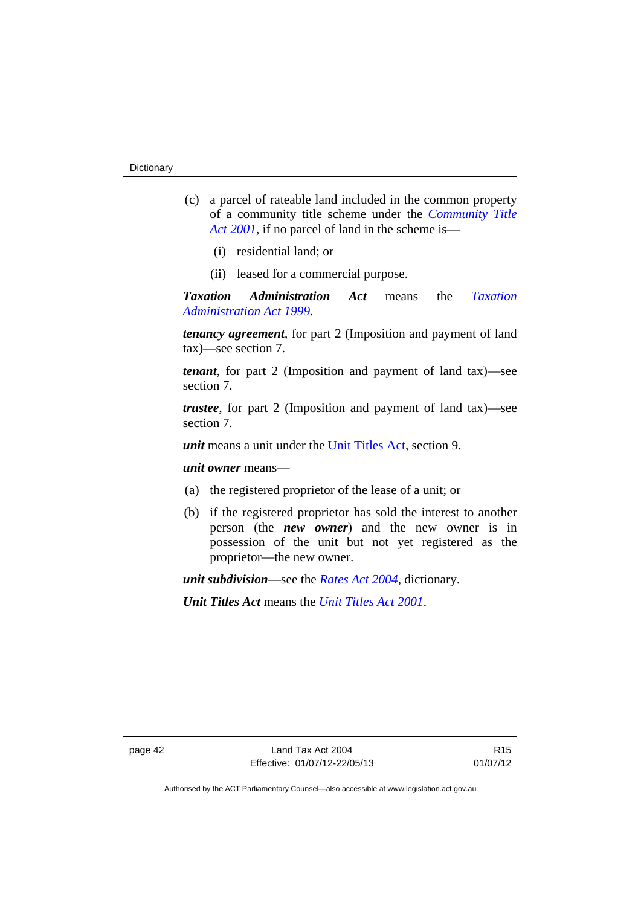(c) a parcel of rateable land included in the common property of a community title scheme under the *Community Title Act 2001*, if no parcel of land in the scheme is—

(i) residential land; or

(ii) leased for a commercial purpose.

***Taxation Administration Act*** means the *Taxation Administration Act 1999*.

***tenancy agreement***, for part 2 (Imposition and payment of land tax)—see section 7.

***tenant***, for part 2 (Imposition and payment of land tax)—see section 7.

***trustee***, for part 2 (Imposition and payment of land tax)—see section 7.

***unit*** means a unit under the Unit Titles Act, section 9.

***unit owner*** means—

(a) the registered proprietor of the lease of a unit; or

(b) if the registered proprietor has sold the interest to another person (the ***new owner***) and the new owner is in possession of the unit but not yet registered as the proprietor—the new owner.

***unit subdivision***—see the *Rates Act 2004*, dictionary.

***Unit Titles Act*** means the *Unit Titles Act 2001*.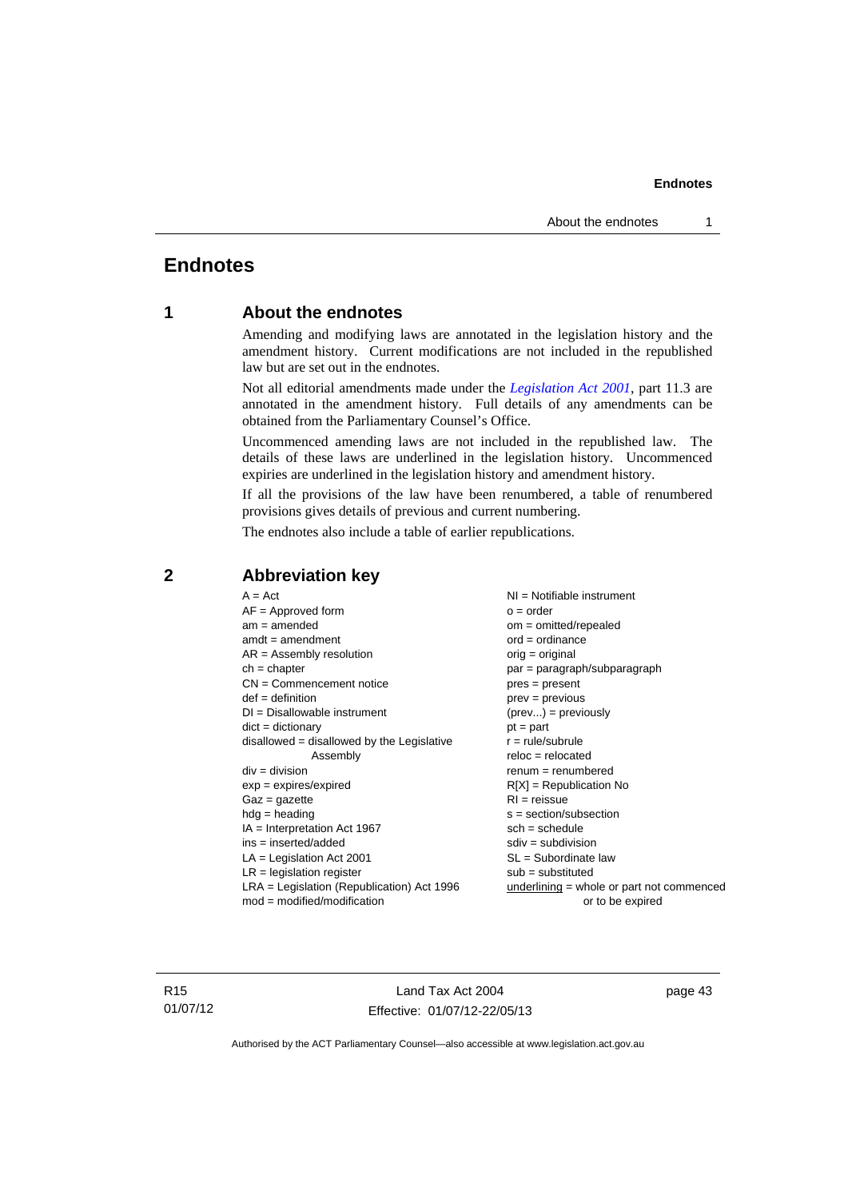# Endnotes

## 1 About the endnotes

Amending and modifying laws are annotated in the legislation history and the amendment history. Current modifications are not included in the republished law but are set out in the endnotes.

Not all editorial amendments made under the *Legislation Act 2001*, part 11.3 are annotated in the amendment history. Full details of any amendments can be obtained from the Parliamentary Counsel's Office.

Uncommenced amending laws are not included in the republished law. The details of these laws are underlined in the legislation history. Uncommenced expiries are underlined in the legislation history and amendment history.

If all the provisions of the law have been renumbered, a table of renumbered provisions gives details of previous and current numbering.

The endnotes also include a table of earlier republications.

## 2 Abbreviation key

A = Act
AF = Approved form
am = amended
amdt = amendment
AR = Assembly resolution
ch = chapter
CN = Commencement notice
def = definition
DI = Disallowable instrument
dict = dictionary
disallowed = disallowed by the Legislative Assembly
div = division
exp = expires/expired
Gaz = gazette
hdg = heading
IA = Interpretation Act 1967
ins = inserted/added
LA = Legislation Act 2001
LR = legislation register
LRA = Legislation (Republication) Act 1996
mod = modified/modification
NI = Notifiable instrument
o = order
om = omitted/repealed
ord = ordinance
orig = original
par = paragraph/subparagraph
pres = present
prev = previous
(prev...) = previously
pt = part
r = rule/subrule
reloc = relocated
renum = renumbered
R[X] = Republication No
RI = reissue
s = section/subsection
sch = schedule
sdiv = subdivision
SL = Subordinate law
sub = substituted
underlining = whole or part not commenced or to be expired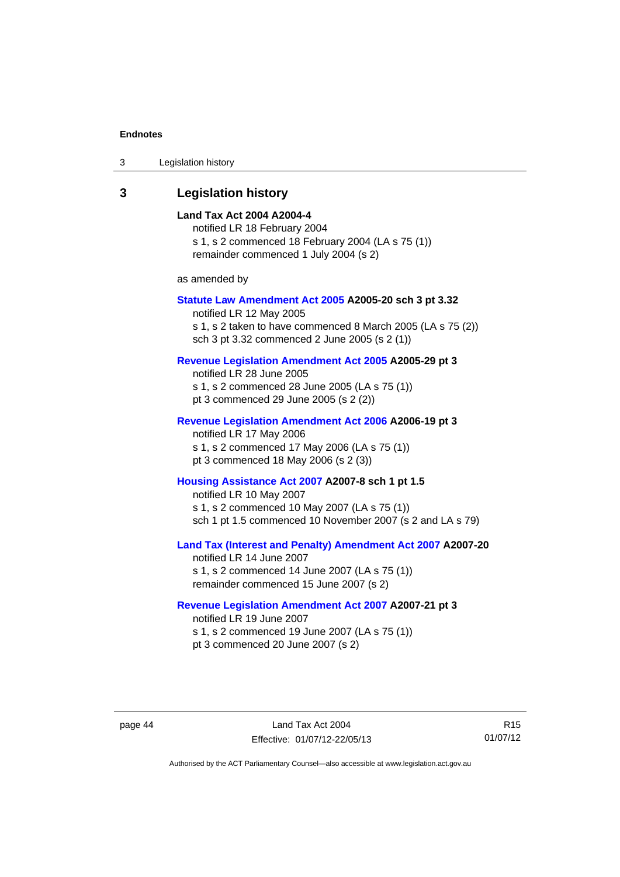## 3 Legislation history

**Land Tax Act 2004 A2004-4**

notified LR 18 February 2004

s 1, s 2 commenced 18 February 2004 (LA s 75 (1))

remainder commenced 1 July 2004 (s 2)

as amended by

**Statute Law Amendment Act 2005 A2005-20 sch 3 pt 3.32**

notified LR 12 May 2005

s 1, s 2 taken to have commenced 8 March 2005 (LA s 75 (2))

sch 3 pt 3.32 commenced 2 June 2005 (s 2 (1))

**Revenue Legislation Amendment Act 2005 A2005-29 pt 3**

notified LR 28 June 2005

s 1, s 2 commenced 28 June 2005 (LA s 75 (1))

pt 3 commenced 29 June 2005 (s 2 (2))

**Revenue Legislation Amendment Act 2006 A2006-19 pt 3**

notified LR 17 May 2006

s 1, s 2 commenced 17 May 2006 (LA s 75 (1))

pt 3 commenced 18 May 2006 (s 2 (3))

**Housing Assistance Act 2007 A2007-8 sch 1 pt 1.5**

notified LR 10 May 2007

s 1, s 2 commenced 10 May 2007 (LA s 75 (1))

sch 1 pt 1.5 commenced 10 November 2007 (s 2 and LA s 79)

**Land Tax (Interest and Penalty) Amendment Act 2007 A2007-20**

notified LR 14 June 2007

s 1, s 2 commenced 14 June 2007 (LA s 75 (1))

remainder commenced 15 June 2007 (s 2)

**Revenue Legislation Amendment Act 2007 A2007-21 pt 3**

notified LR 19 June 2007

s 1, s 2 commenced 19 June 2007 (LA s 75 (1))

pt 3 commenced 20 June 2007 (s 2)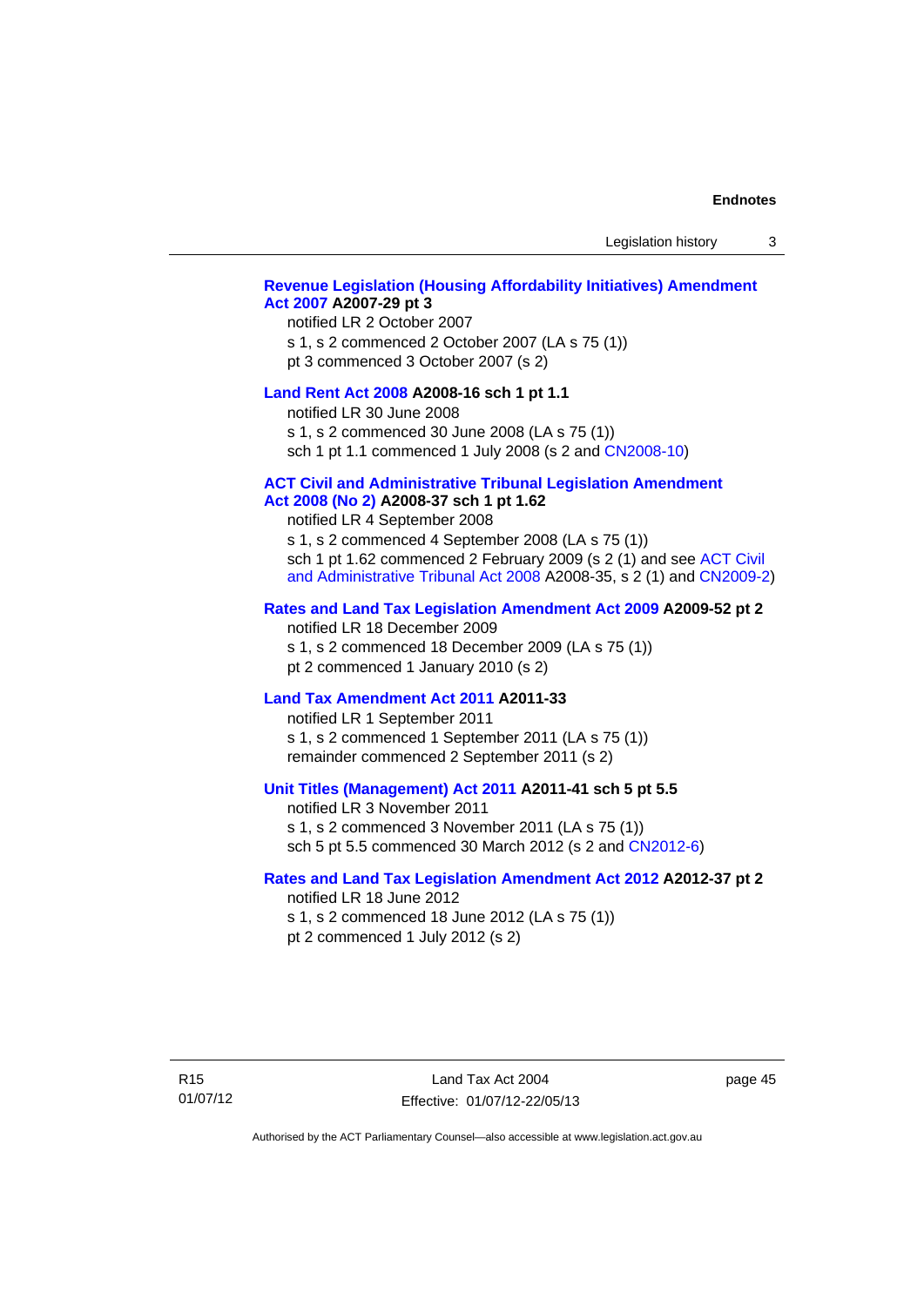**Revenue Legislation (Housing Affordability Initiatives) Amendment Act 2007 A2007-29 pt 3**

notified LR 2 October 2007

s 1, s 2 commenced 2 October 2007 (LA s 75 (1))

pt 3 commenced 3 October 2007 (s 2)

**Land Rent Act 2008 A2008-16 sch 1 pt 1.1**

notified LR 30 June 2008

s 1, s 2 commenced 30 June 2008 (LA s 75 (1))

sch 1 pt 1.1 commenced 1 July 2008 (s 2 and CN2008-10)

**ACT Civil and Administrative Tribunal Legislation Amendment Act 2008 (No 2) A2008-37 sch 1 pt 1.62**

notified LR 4 September 2008

s 1, s 2 commenced 4 September 2008 (LA s 75 (1))

sch 1 pt 1.62 commenced 2 February 2009 (s 2 (1) and see ACT Civil and Administrative Tribunal Act 2008 A2008-35, s 2 (1) and CN2009-2)

**Rates and Land Tax Legislation Amendment Act 2009 A2009-52 pt 2**

notified LR 18 December 2009

s 1, s 2 commenced 18 December 2009 (LA s 75 (1))

pt 2 commenced 1 January 2010 (s 2)

**Land Tax Amendment Act 2011 A2011-33**

notified LR 1 September 2011

s 1, s 2 commenced 1 September 2011 (LA s 75 (1))

remainder commenced 2 September 2011 (s 2)

**Unit Titles (Management) Act 2011 A2011-41 sch 5 pt 5.5**

notified LR 3 November 2011

s 1, s 2 commenced 3 November 2011 (LA s 75 (1))

sch 5 pt 5.5 commenced 30 March 2012 (s 2 and CN2012-6)

**Rates and Land Tax Legislation Amendment Act 2012 A2012-37 pt 2**

notified LR 18 June 2012

s 1, s 2 commenced 18 June 2012 (LA s 75 (1))

pt 2 commenced 1 July 2012 (s 2)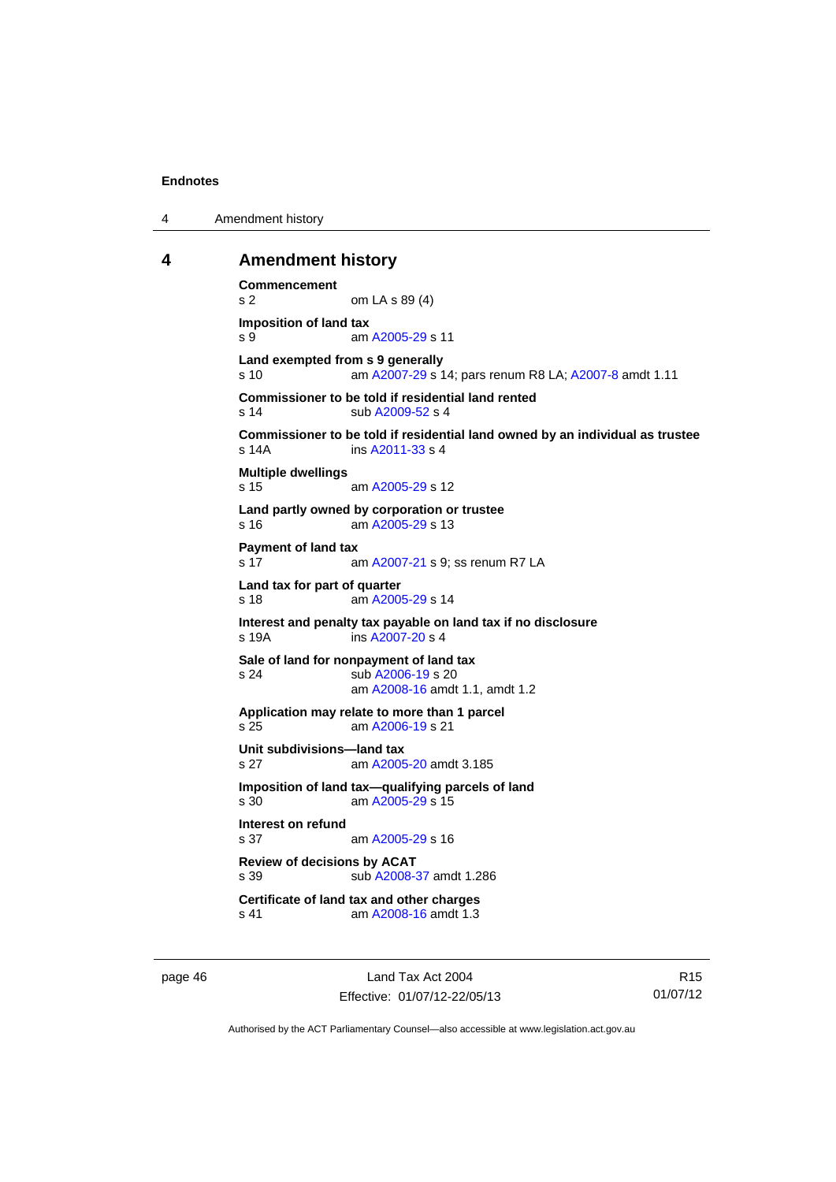## 4 Amendment history

**Commencement**
s 2 om LA s 89 (4)

**Imposition of land tax**
s 9 am A2005-29 s 11

**Land exempted from s 9 generally**
s 10 am A2007-29 s 14; pars renum R8 LA; A2007-8 amdt 1.11

**Commissioner to be told if residential land rented**
s 14 sub A2009-52 s 4

**Commissioner to be told if residential land owned by an individual as trustee**
s 14A ins A2011-33 s 4

**Multiple dwellings**
s 15 am A2005-29 s 12

**Land partly owned by corporation or trustee**
s 16 am A2005-29 s 13

**Payment of land tax**
s 17 am A2007-21 s 9; ss renum R7 LA

**Land tax for part of quarter**
s 18 am A2005-29 s 14

**Interest and penalty tax payable on land tax if no disclosure**
s 19A ins A2007-20 s 4

**Sale of land for nonpayment of land tax**
s 24 sub A2006-19 s 20
am A2008-16 amdt 1.1, amdt 1.2

**Application may relate to more than 1 parcel**
s 25 am A2006-19 s 21

**Unit subdivisions—land tax**
s 27 am A2005-20 amdt 3.185

**Imposition of land tax—qualifying parcels of land**
s 30 am A2005-29 s 15

**Interest on refund**
s 37 am A2005-29 s 16

**Review of decisions by ACAT**
s 39 sub A2008-37 amdt 1.286

**Certificate of land tax and other charges**
s 41 am A2008-16 amdt 1.3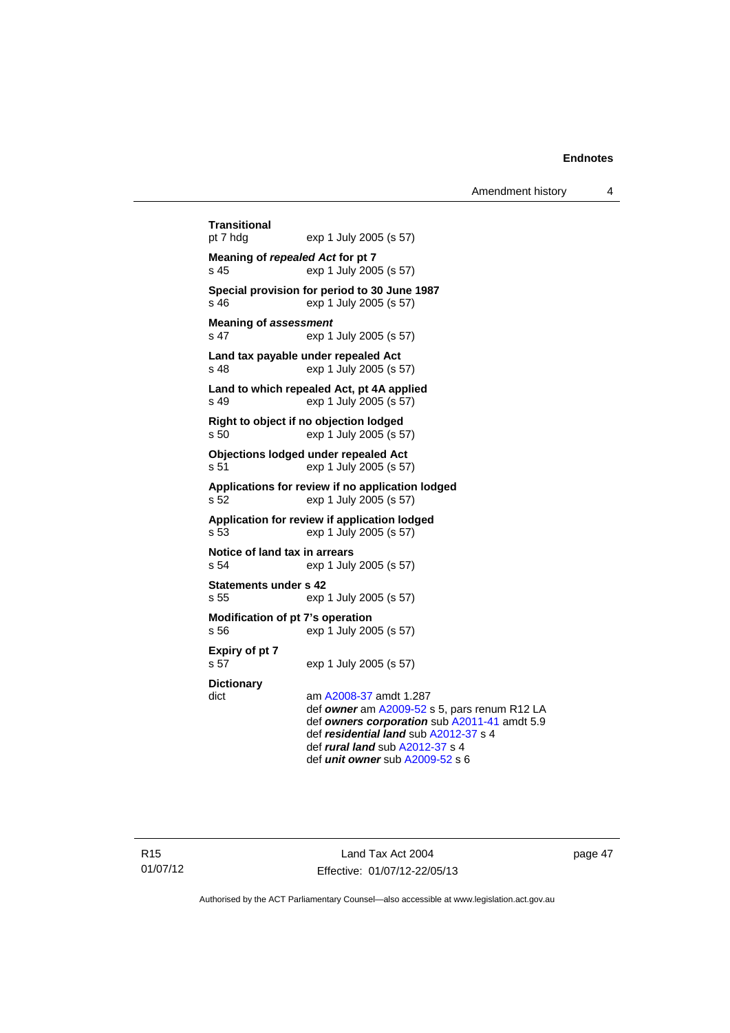**Transitional**
pt 7 hdg exp 1 July 2005 (s 57)

**Meaning of *repealed Act* for pt 7**
s 45 exp 1 July 2005 (s 57)

**Special provision for period to 30 June 1987**
s 46 exp 1 July 2005 (s 57)

**Meaning of *assessment***
s 47 exp 1 July 2005 (s 57)

**Land tax payable under repealed Act**
s 48 exp 1 July 2005 (s 57)

**Land to which repealed Act, pt 4A applied**
s 49 exp 1 July 2005 (s 57)

**Right to object if no objection lodged**
s 50 exp 1 July 2005 (s 57)

**Objections lodged under repealed Act**
s 51 exp 1 July 2005 (s 57)

**Applications for review if no application lodged**
s 52 exp 1 July 2005 (s 57)

**Application for review if application lodged**
s 53 exp 1 July 2005 (s 57)

**Notice of land tax in arrears**
s 54 exp 1 July 2005 (s 57)

**Statements under s 42**
s 55 exp 1 July 2005 (s 57)

**Modification of pt 7's operation**
s 56 exp 1 July 2005 (s 57)

**Expiry of pt 7**
s 57 exp 1 July 2005 (s 57)

**Dictionary**
dict am A2008-37 amdt 1.287
def ***owner*** am A2009-52 s 5, pars renum R12 LA
def ***owners corporation*** sub A2011-41 amdt 5.9
def ***residential land*** sub A2012-37 s 4
def ***rural land*** sub A2012-37 s 4
def ***unit owner*** sub A2009-52 s 6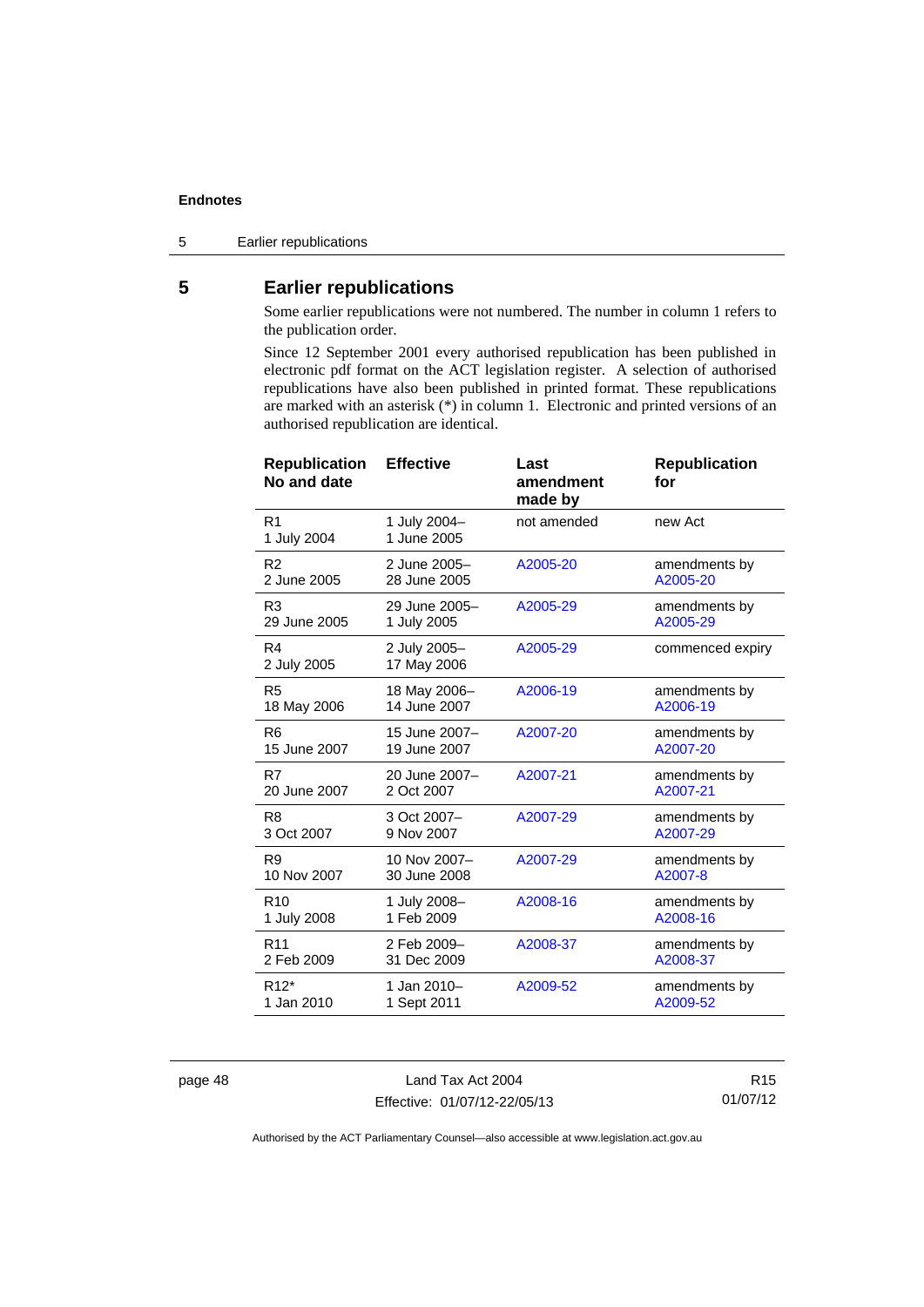## 5 Earlier republications

Some earlier republications were not numbered. The number in column 1 refers to the publication order.

Since 12 September 2001 every authorised republication has been published in electronic pdf format on the ACT legislation register. A selection of authorised republications have also been published in printed format. These republications are marked with an asterisk (*) in column 1. Electronic and printed versions of an authorised republication are identical.

| Republication No and date | Effective | Last amendment made by | Republication for |
|---|---|---|---|
| R1<br>1 July 2004 | 1 July 2004–<br>1 June 2005 | not amended | new Act |
| R2<br>2 June 2005 | 2 June 2005–<br>28 June 2005 | A2005-20 | amendments by A2005-20 |
| R3<br>29 June 2005 | 29 June 2005–<br>1 July 2005 | A2005-29 | amendments by A2005-29 |
| R4<br>2 July 2005 | 2 July 2005–<br>17 May 2006 | A2005-29 | commenced expiry |
| R5<br>18 May 2006 | 18 May 2006–<br>14 June 2007 | A2006-19 | amendments by A2006-19 |
| R6<br>15 June 2007 | 15 June 2007–<br>19 June 2007 | A2007-20 | amendments by A2007-20 |
| R7<br>20 June 2007 | 20 June 2007–<br>2 Oct 2007 | A2007-21 | amendments by A2007-21 |
| R8<br>3 Oct 2007 | 3 Oct 2007–<br>9 Nov 2007 | A2007-29 | amendments by A2007-29 |
| R9<br>10 Nov 2007 | 10 Nov 2007–<br>30 June 2008 | A2007-29 | amendments by A2007-8 |
| R10<br>1 July 2008 | 1 July 2008–<br>1 Feb 2009 | A2008-16 | amendments by A2008-16 |
| R11<br>2 Feb 2009 | 2 Feb 2009–<br>31 Dec 2009 | A2008-37 | amendments by A2008-37 |
| R12*<br>1 Jan 2010 | 1 Jan 2010–<br>1 Sept 2011 | A2009-52 | amendments by A2009-52 |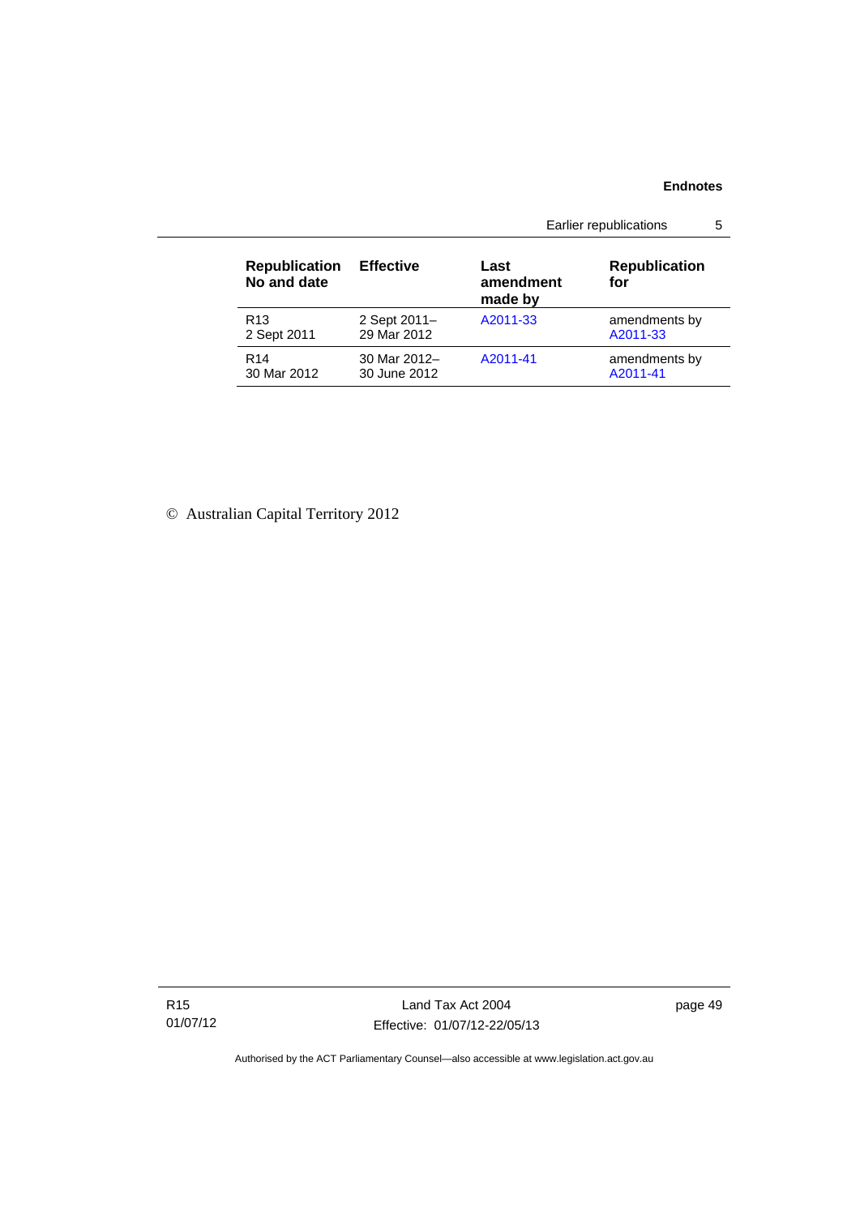| Republication No and date | Effective | Last amendment made by | Republication for |
|---|---|---|---|
| R13<br>2 Sept 2011 | 2 Sept 2011–<br>29 Mar 2012 | A2011-33 | amendments by<br>A2011-33 |
| R14<br>30 Mar 2012 | 30 Mar 2012–<br>30 June 2012 | A2011-41 | amendments by<br>A2011-41 |

© Australian Capital Territory 2012